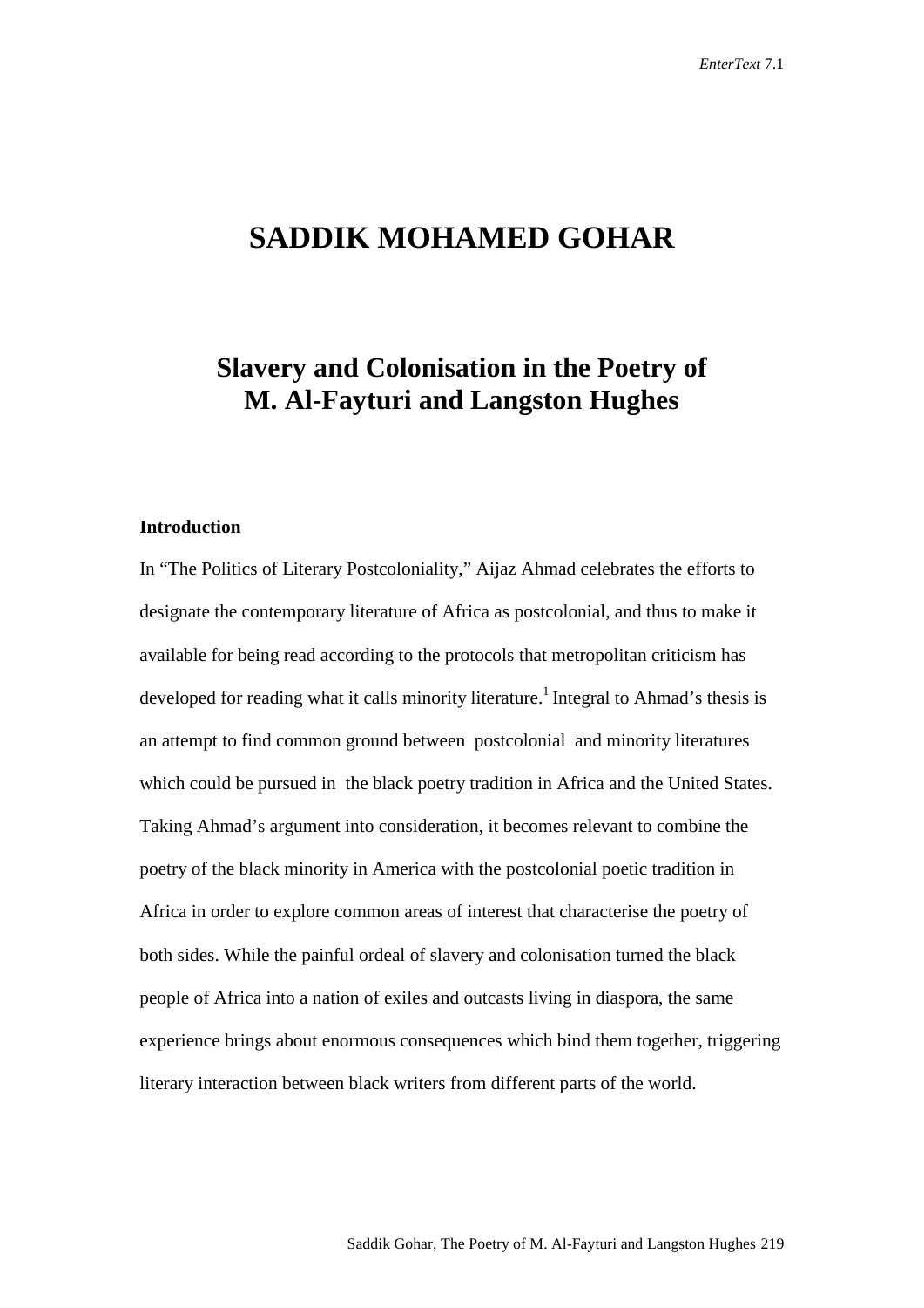# SADDIK MOHAMED GOHAR

## Slavery and Colonisation in the Poetry of M. Al-Fayturi and Langston Hughes

### Introduction

In "The Politics of Literary Postcoloniality," Aijaz Ahmad celebrates the efforts to designate the contemporary literature of Africa as postcolonial, and thus to make it available for being read according to the protocols that metropolitan criticism has developed for reading what it calls minority literature.[1] Integral to Ahmad's thesis is an attempt to find common ground between postcolonial and minority literatures which could be pursued in the black poetry tradition in Africa and the United States. Taking Ahmad's argument into consideration, it becomes relevant to combine the poetry of the black minority in America with the postcolonial poetic tradition in Africa in order to explore common areas of interest that characterise the poetry of both sides. While the painful ordeal of slavery and colonisation turned the black people of Africa into a nation of exiles and outcasts living in diaspora, the same experience brings about enormous consequences which bind them together, triggering literary interaction between black writers from different parts of the world.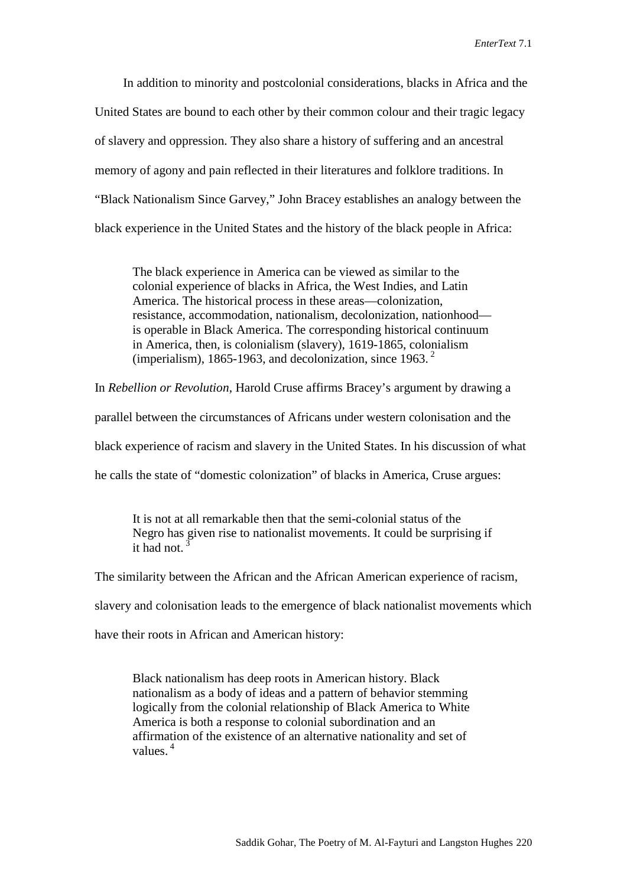In addition to minority and postcolonial considerations, blacks in Africa and the United States are bound to each other by their common colour and their tragic legacy of slavery and oppression. They also share a history of suffering and an ancestral memory of agony and pain reflected in their literatures and folklore traditions. In "Black Nationalism Since Garvey," John Bracey establishes an analogy between the black experience in the United States and the history of the black people in Africa:

> The black experience in America can be viewed as similar to the colonial experience of blacks in Africa, the West Indies, and Latin America. The historical process in these areas—colonization, resistance, accommodation, nationalism, decolonization, nationhood—is operable in Black America. The corresponding historical continuum in America, then, is colonialism (slavery), 1619-1865, colonialism (imperialism), 1865-1963, and decolonization, since 1963. [2]

In *Rebellion or Revolution*, Harold Cruse affirms Bracey's argument by drawing a parallel between the circumstances of Africans under western colonisation and the black experience of racism and slavery in the United States. In his discussion of what he calls the state of "domestic colonization" of blacks in America, Cruse argues:

> It is not at all remarkable then that the semi-colonial status of the Negro has given rise to nationalist movements. It could be surprising if it had not. [3]

The similarity between the African and the African American experience of racism, slavery and colonisation leads to the emergence of black nationalist movements which have their roots in African and American history:

> Black nationalism has deep roots in American history. Black nationalism as a body of ideas and a pattern of behavior stemming logically from the colonial relationship of Black America to White America is both a response to colonial subordination and an affirmation of the existence of an alternative nationality and set of values. [4]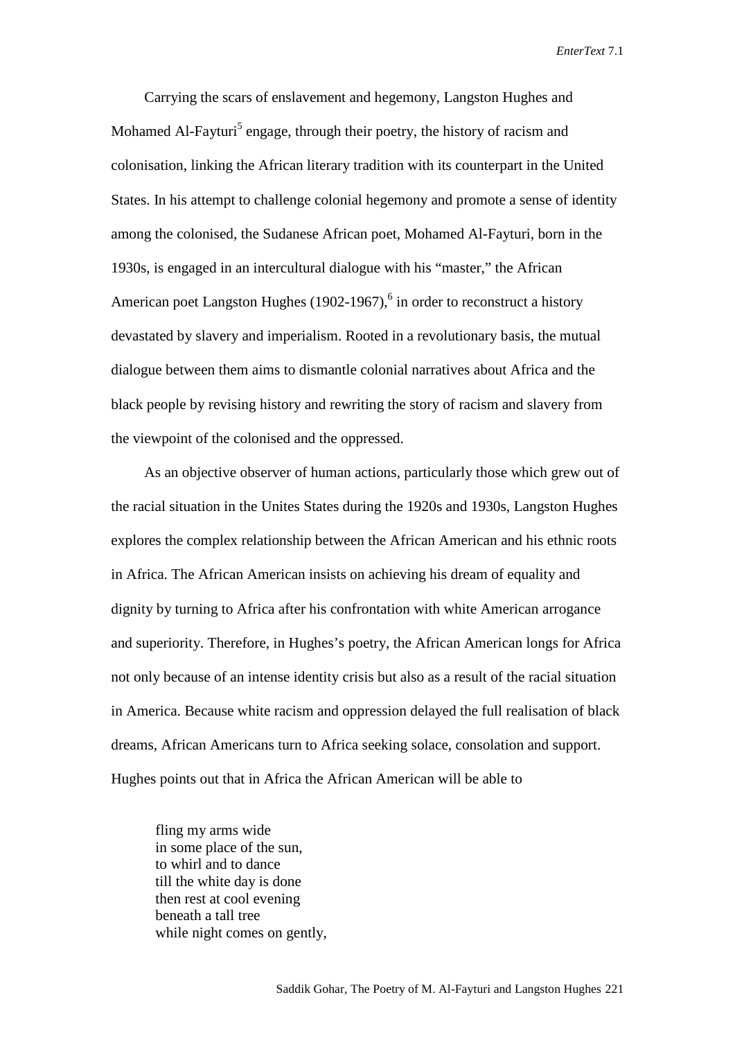Carrying the scars of enslavement and hegemony, Langston Hughes and Mohamed Al-Fayturi[5] engage, through their poetry, the history of racism and colonisation, linking the African literary tradition with its counterpart in the United States. In his attempt to challenge colonial hegemony and promote a sense of identity among the colonised, the Sudanese African poet, Mohamed Al-Fayturi, born in the 1930s, is engaged in an intercultural dialogue with his "master," the African American poet Langston Hughes (1902-1967),[6] in order to reconstruct a history devastated by slavery and imperialism. Rooted in a revolutionary basis, the mutual dialogue between them aims to dismantle colonial narratives about Africa and the black people by revising history and rewriting the story of racism and slavery from the viewpoint of the colonised and the oppressed.

As an objective observer of human actions, particularly those which grew out of the racial situation in the Unites States during the 1920s and 1930s, Langston Hughes explores the complex relationship between the African American and his ethnic roots in Africa. The African American insists on achieving his dream of equality and dignity by turning to Africa after his confrontation with white American arrogance and superiority. Therefore, in Hughes's poetry, the African American longs for Africa not only because of an intense identity crisis but also as a result of the racial situation in America. Because white racism and oppression delayed the full realisation of black dreams, African Americans turn to Africa seeking solace, consolation and support. Hughes points out that in Africa the African American will be able to

> fling my arms wide
> in some place of the sun,
> to whirl and to dance
> till the white day is done
> then rest at cool evening
> beneath a tall tree
> while night comes on gently,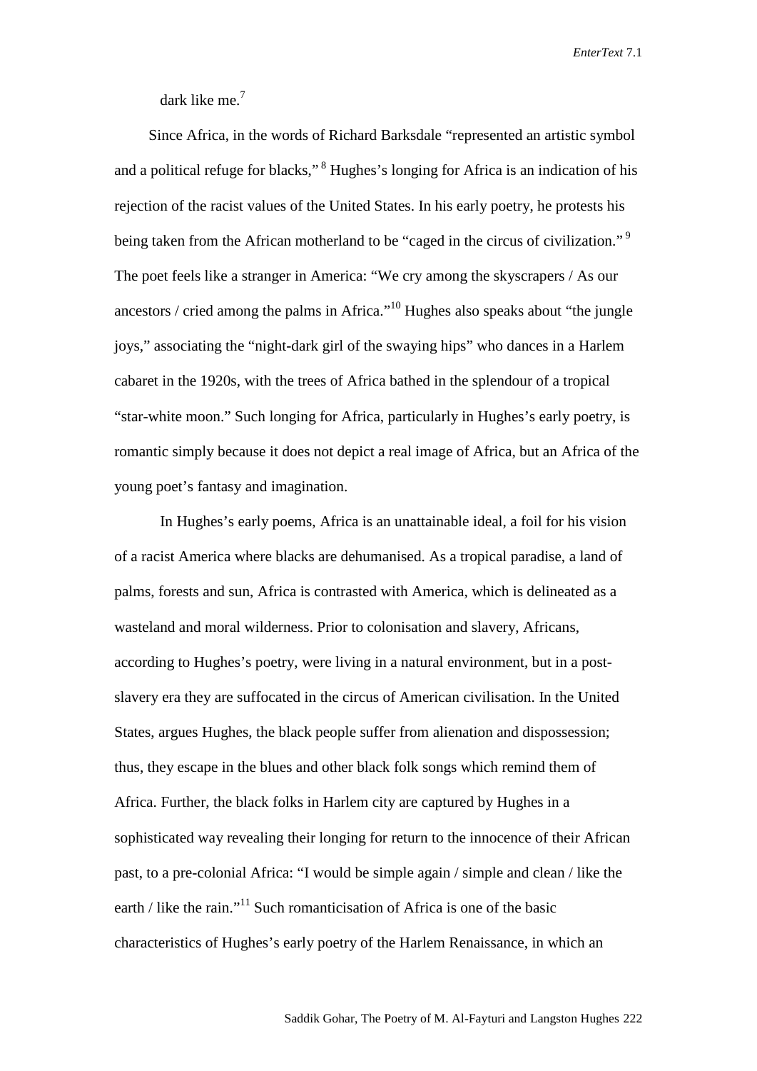dark like me.[7]

Since Africa, in the words of Richard Barksdale "represented an artistic symbol and a political refuge for blacks,"[8] Hughes's longing for Africa is an indication of his rejection of the racist values of the United States. In his early poetry, he protests his being taken from the African motherland to be "caged in the circus of civilization."[9] The poet feels like a stranger in America: "We cry among the skyscrapers / As our ancestors / cried among the palms in Africa."[10] Hughes also speaks about "the jungle joys," associating the "night-dark girl of the swaying hips" who dances in a Harlem cabaret in the 1920s, with the trees of Africa bathed in the splendour of a tropical "star-white moon." Such longing for Africa, particularly in Hughes's early poetry, is romantic simply because it does not depict a real image of Africa, but an Africa of the young poet's fantasy and imagination.

In Hughes's early poems, Africa is an unattainable ideal, a foil for his vision of a racist America where blacks are dehumanised. As a tropical paradise, a land of palms, forests and sun, Africa is contrasted with America, which is delineated as a wasteland and moral wilderness. Prior to colonisation and slavery, Africans, according to Hughes's poetry, were living in a natural environment, but in a post-slavery era they are suffocated in the circus of American civilisation. In the United States, argues Hughes, the black people suffer from alienation and dispossession; thus, they escape in the blues and other black folk songs which remind them of Africa. Further, the black folks in Harlem city are captured by Hughes in a sophisticated way revealing their longing for return to the innocence of their African past, to a pre-colonial Africa: "I would be simple again / simple and clean / like the earth / like the rain."[11] Such romanticisation of Africa is one of the basic characteristics of Hughes's early poetry of the Harlem Renaissance, in which an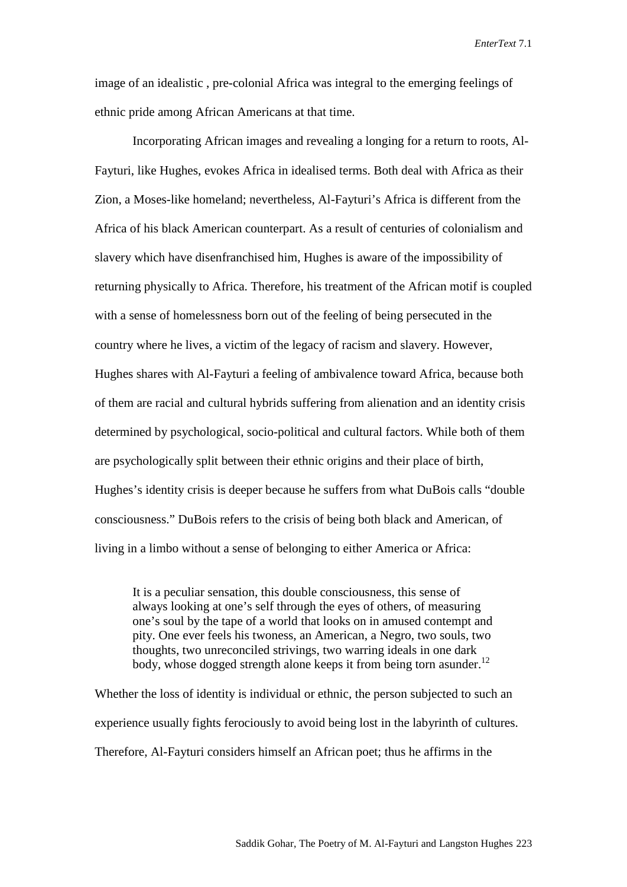image of an idealistic , pre-colonial Africa was integral to the emerging feelings of ethnic pride among African Americans at that time.

Incorporating African images and revealing a longing for a return to roots, Al-Fayturi, like Hughes, evokes Africa in idealised terms. Both deal with Africa as their Zion, a Moses-like homeland; nevertheless, Al-Fayturi's Africa is different from the Africa of his black American counterpart. As a result of centuries of colonialism and slavery which have disenfranchised him, Hughes is aware of the impossibility of returning physically to Africa. Therefore, his treatment of the African motif is coupled with a sense of homelessness born out of the feeling of being persecuted in the country where he lives, a victim of the legacy of racism and slavery. However, Hughes shares with Al-Fayturi a feeling of ambivalence toward Africa, because both of them are racial and cultural hybrids suffering from alienation and an identity crisis determined by psychological, socio-political and cultural factors. While both of them are psychologically split between their ethnic origins and their place of birth, Hughes's identity crisis is deeper because he suffers from what DuBois calls "double consciousness." DuBois refers to the crisis of being both black and American, of living in a limbo without a sense of belonging to either America or Africa:

> It is a peculiar sensation, this double consciousness, this sense of always looking at one's self through the eyes of others, of measuring one's soul by the tape of a world that looks on in amused contempt and pity. One ever feels his twoness, an American, a Negro, two souls, two thoughts, two unreconciled strivings, two warring ideals in one dark body, whose dogged strength alone keeps it from being torn asunder.[12]

Whether the loss of identity is individual or ethnic, the person subjected to such an experience usually fights ferociously to avoid being lost in the labyrinth of cultures. Therefore, Al-Fayturi considers himself an African poet; thus he affirms in the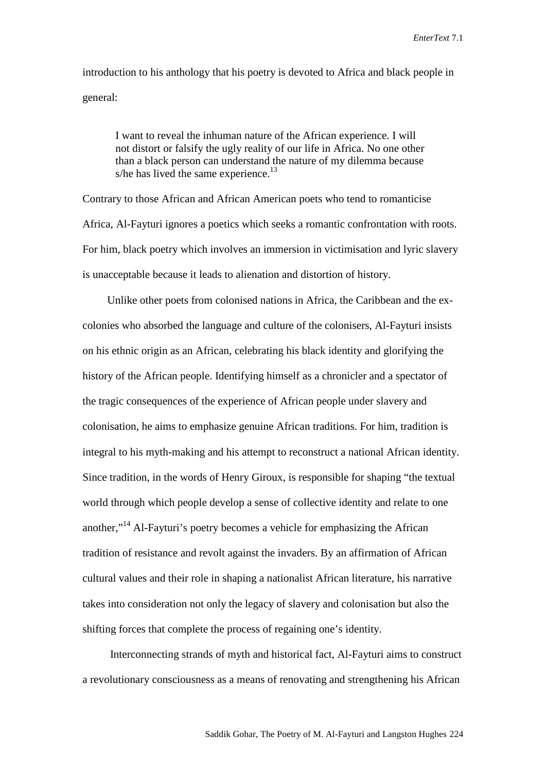introduction to his anthology that his poetry is devoted to Africa and black people in general:

> I want to reveal the inhuman nature of the African experience. I will not distort or falsify the ugly reality of our life in Africa. No one other than a black person can understand the nature of my dilemma because s/he has lived the same experience.[13]

Contrary to those African and African American poets who tend to romanticise Africa, Al-Fayturi ignores a poetics which seeks a romantic confrontation with roots. For him, black poetry which involves an immersion in victimisation and lyric slavery is unacceptable because it leads to alienation and distortion of history.

Unlike other poets from colonised nations in Africa, the Caribbean and the ex-colonies who absorbed the language and culture of the colonisers, Al-Fayturi insists on his ethnic origin as an African, celebrating his black identity and glorifying the history of the African people. Identifying himself as a chronicler and a spectator of the tragic consequences of the experience of African people under slavery and colonisation, he aims to emphasize genuine African traditions. For him, tradition is integral to his myth-making and his attempt to reconstruct a national African identity. Since tradition, in the words of Henry Giroux, is responsible for shaping "the textual world through which people develop a sense of collective identity and relate to one another,"[14] Al-Fayturi's poetry becomes a vehicle for emphasizing the African tradition of resistance and revolt against the invaders. By an affirmation of African cultural values and their role in shaping a nationalist African literature, his narrative takes into consideration not only the legacy of slavery and colonisation but also the shifting forces that complete the process of regaining one's identity.

Interconnecting strands of myth and historical fact, Al-Fayturi aims to construct a revolutionary consciousness as a means of renovating and strengthening his African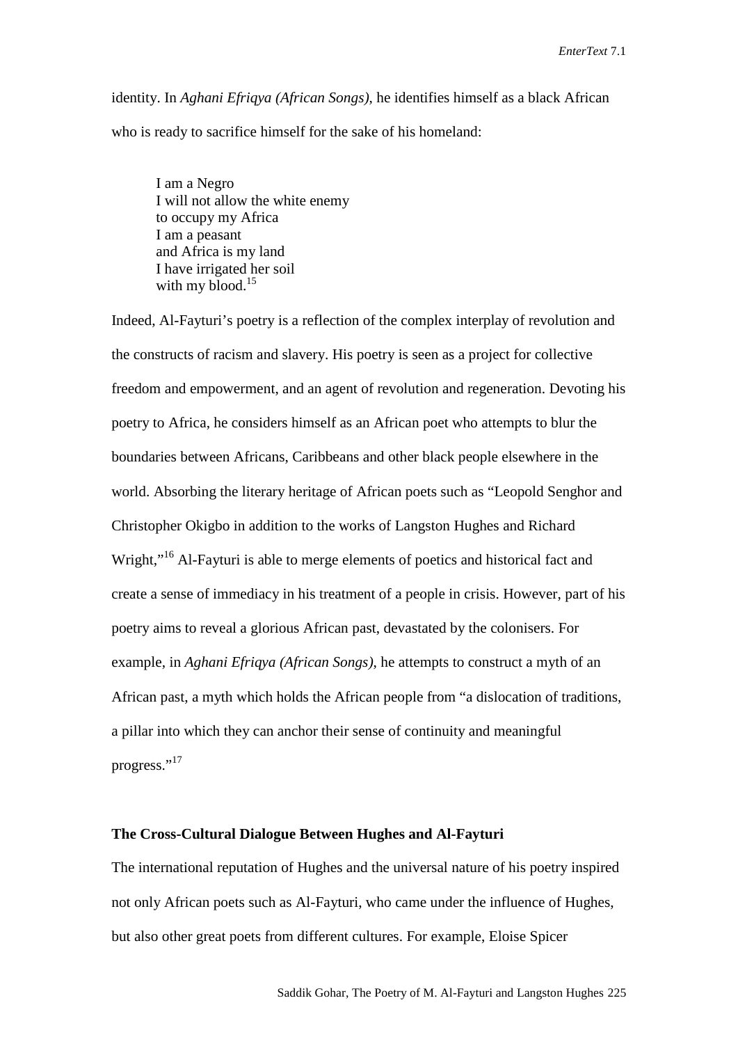identity. In *Aghani Efriqya (African Songs)*, he identifies himself as a black African who is ready to sacrifice himself for the sake of his homeland:

> I am a Negro
> I will not allow the white enemy
> to occupy my Africa
> I am a peasant
> and Africa is my land
> I have irrigated her soil
> with my blood.[15]

Indeed, Al-Fayturi's poetry is a reflection of the complex interplay of revolution and the constructs of racism and slavery. His poetry is seen as a project for collective freedom and empowerment, and an agent of revolution and regeneration. Devoting his poetry to Africa, he considers himself as an African poet who attempts to blur the boundaries between Africans, Caribbeans and other black people elsewhere in the world. Absorbing the literary heritage of African poets such as "Leopold Senghor and Christopher Okigbo in addition to the works of Langston Hughes and Richard Wright,"[16] Al-Fayturi is able to merge elements of poetics and historical fact and create a sense of immediacy in his treatment of a people in crisis. However, part of his poetry aims to reveal a glorious African past, devastated by the colonisers. For example, in *Aghani Efriqya (African Songs)*, he attempts to construct a myth of an African past, a myth which holds the African people from "a dislocation of traditions, a pillar into which they can anchor their sense of continuity and meaningful progress."[17]

**The Cross-Cultural Dialogue Between Hughes and Al-Fayturi**

The international reputation of Hughes and the universal nature of his poetry inspired not only African poets such as Al-Fayturi, who came under the influence of Hughes, but also other great poets from different cultures. For example, Eloise Spicer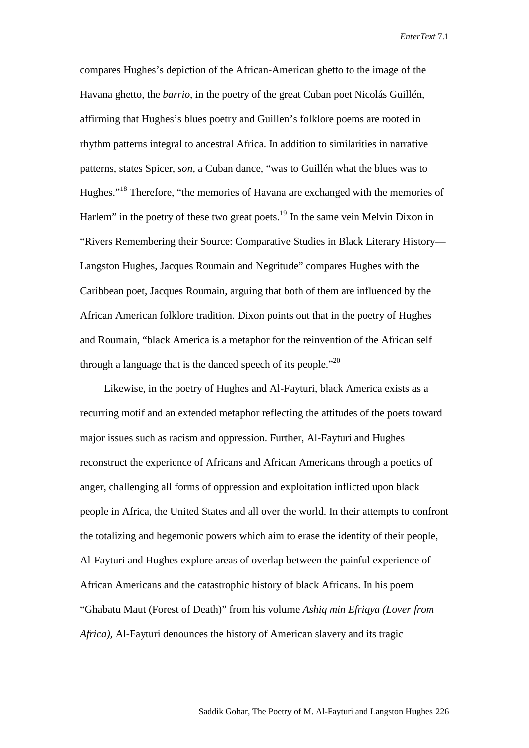compares Hughes's depiction of the African-American ghetto to the image of the Havana ghetto, the *barrio*, in the poetry of the great Cuban poet Nicolás Guillén, affirming that Hughes's blues poetry and Guillen's folklore poems are rooted in rhythm patterns integral to ancestral Africa. In addition to similarities in narrative patterns, states Spicer, *son*, a Cuban dance, "was to Guillén what the blues was to Hughes."[18] Therefore, "the memories of Havana are exchanged with the memories of Harlem" in the poetry of these two great poets.[19] In the same vein Melvin Dixon in "Rivers Remembering their Source: Comparative Studies in Black Literary History—Langston Hughes, Jacques Roumain and Negritude" compares Hughes with the Caribbean poet, Jacques Roumain, arguing that both of them are influenced by the African American folklore tradition. Dixon points out that in the poetry of Hughes and Roumain, "black America is a metaphor for the reinvention of the African self through a language that is the danced speech of its people."[20]

Likewise, in the poetry of Hughes and Al-Fayturi, black America exists as a recurring motif and an extended metaphor reflecting the attitudes of the poets toward major issues such as racism and oppression. Further, Al-Fayturi and Hughes reconstruct the experience of Africans and African Americans through a poetics of anger, challenging all forms of oppression and exploitation inflicted upon black people in Africa, the United States and all over the world. In their attempts to confront the totalizing and hegemonic powers which aim to erase the identity of their people, Al-Fayturi and Hughes explore areas of overlap between the painful experience of African Americans and the catastrophic history of black Africans. In his poem "Ghabatu Maut (Forest of Death)" from his volume *Ashiq min Efriqya (Lover from Africa)*, Al-Fayturi denounces the history of American slavery and its tragic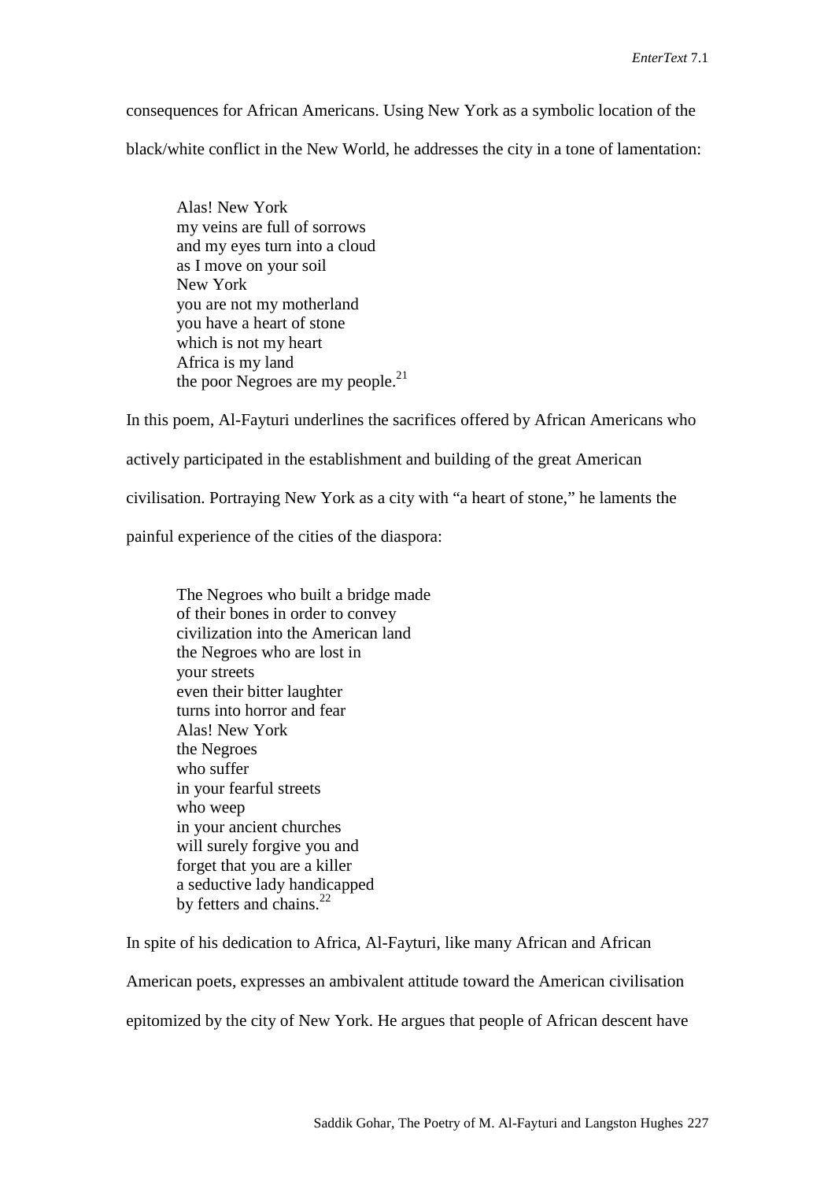consequences for African Americans. Using New York as a symbolic location of the black/white conflict in the New World, he addresses the city in a tone of lamentation:

> Alas! New York  
> my veins are full of sorrows  
> and my eyes turn into a cloud  
> as I move on your soil  
> New York  
> you are not my motherland  
> you have a heart of stone  
> which is not my heart  
> Africa is my land  
> the poor Negroes are my people.[21]

In this poem, Al-Fayturi underlines the sacrifices offered by African Americans who actively participated in the establishment and building of the great American civilisation. Portraying New York as a city with "a heart of stone," he laments the painful experience of the cities of the diaspora:

> The Negroes who built a bridge made  
> of their bones in order to convey  
> civilization into the American land  
> the Negroes who are lost in  
> your streets  
> even their bitter laughter  
> turns into horror and fear  
> Alas! New York  
> the Negroes  
> who suffer  
> in your fearful streets  
> who weep  
> in your ancient churches  
> will surely forgive you and  
> forget that you are a killer  
> a seductive lady handicapped  
> by fetters and chains.[22]

In spite of his dedication to Africa, Al-Fayturi, like many African and African American poets, expresses an ambivalent attitude toward the American civilisation epitomized by the city of New York. He argues that people of African descent have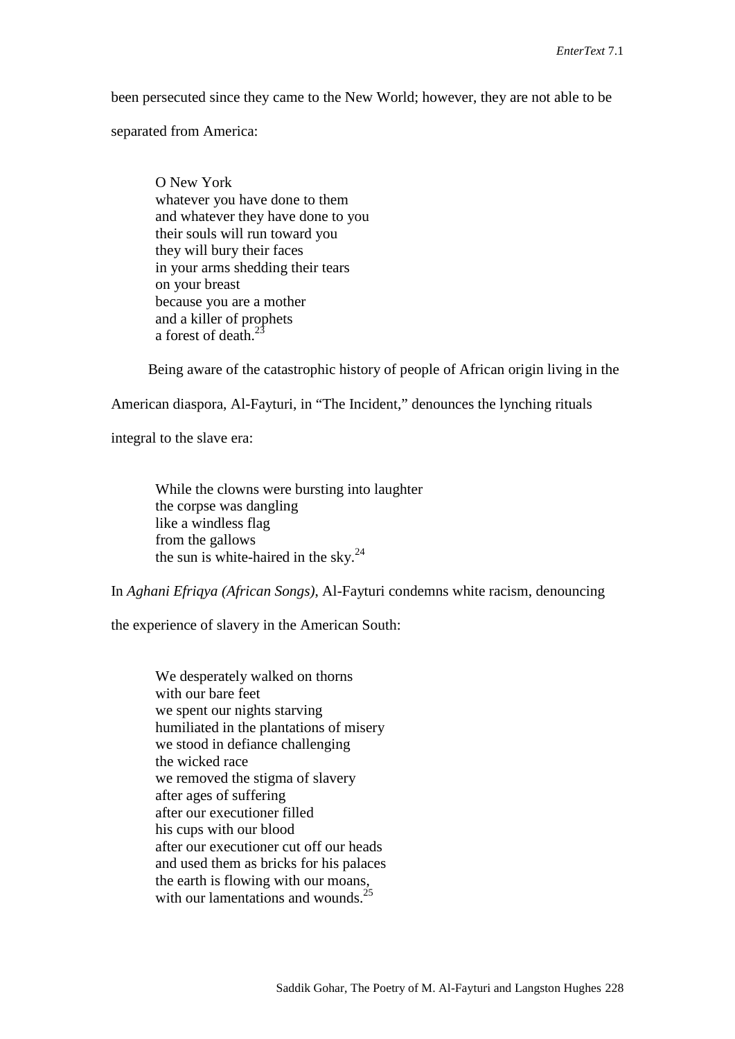been persecuted since they came to the New World; however, they are not able to be separated from America:

> O New York
> whatever you have done to them
> and whatever they have done to you
> their souls will run toward you
> they will bury their faces
> in your arms shedding their tears
> on your breast
> because you are a mother
> and a killer of prophets
> a forest of death.[23]

Being aware of the catastrophic history of people of African origin living in the American diaspora, Al-Fayturi, in "The Incident," denounces the lynching rituals integral to the slave era:

> While the clowns were bursting into laughter
> the corpse was dangling
> like a windless flag
> from the gallows
> the sun is white-haired in the sky.[24]

In *Aghani Efriqya (African Songs)*, Al-Fayturi condemns white racism, denouncing the experience of slavery in the American South:

> We desperately walked on thorns
> with our bare feet
> we spent our nights starving
> humiliated in the plantations of misery
> we stood in defiance challenging
> the wicked race
> we removed the stigma of slavery
> after ages of suffering
> after our executioner filled
> his cups with our blood
> after our executioner cut off our heads
> and used them as bricks for his palaces
> the earth is flowing with our moans,
> with our lamentations and wounds.[25]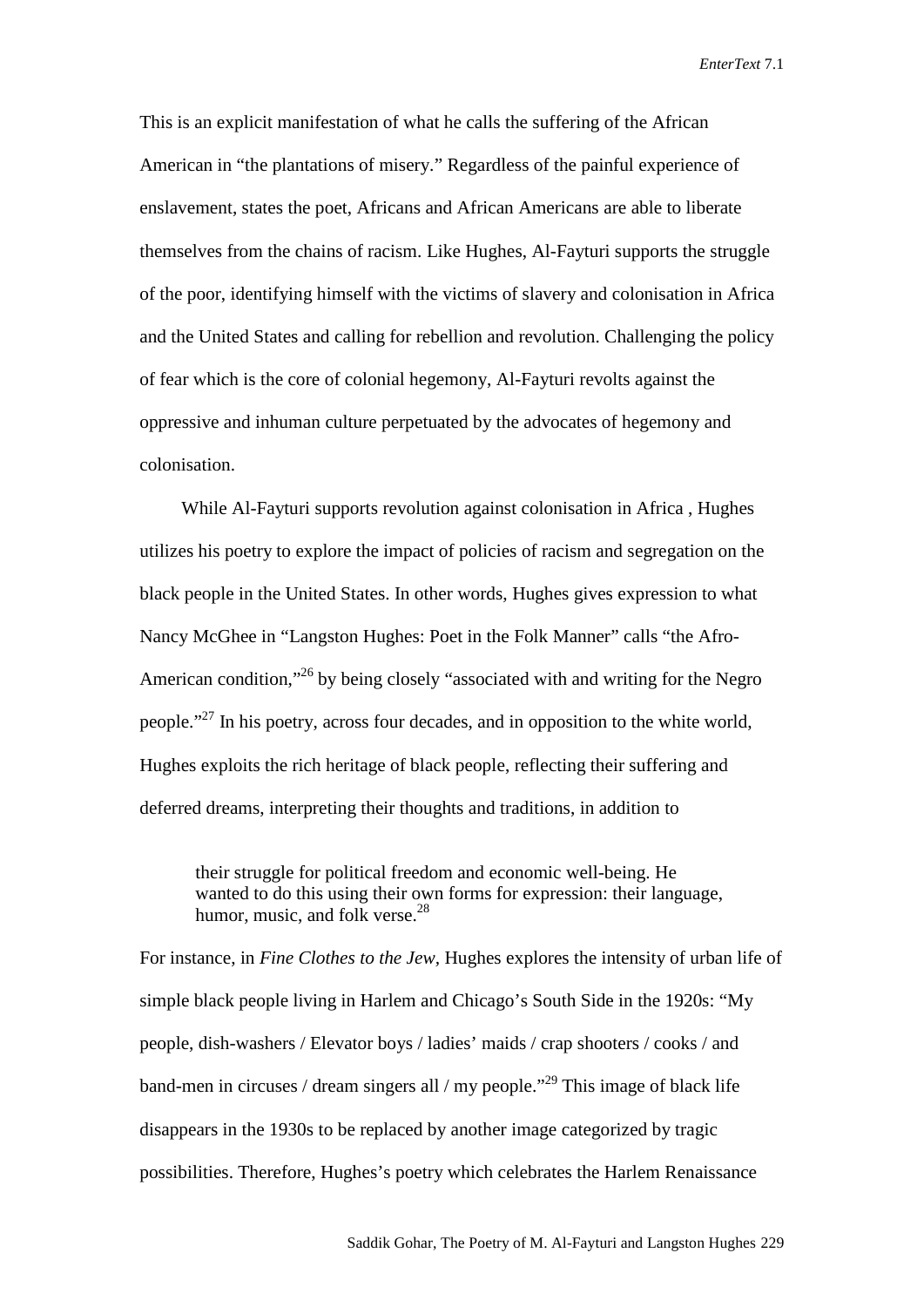This is an explicit manifestation of what he calls the suffering of the African American in "the plantations of misery." Regardless of the painful experience of enslavement, states the poet, Africans and African Americans are able to liberate themselves from the chains of racism. Like Hughes, Al-Fayturi supports the struggle of the poor, identifying himself with the victims of slavery and colonisation in Africa and the United States and calling for rebellion and revolution. Challenging the policy of fear which is the core of colonial hegemony, Al-Fayturi revolts against the oppressive and inhuman culture perpetuated by the advocates of hegemony and colonisation.

While Al-Fayturi supports revolution against colonisation in Africa , Hughes utilizes his poetry to explore the impact of policies of racism and segregation on the black people in the United States. In other words, Hughes gives expression to what Nancy McGhee in "Langston Hughes: Poet in the Folk Manner" calls "the Afro-American condition,"[26] by being closely "associated with and writing for the Negro people."[27] In his poetry, across four decades, and in opposition to the white world, Hughes exploits the rich heritage of black people, reflecting their suffering and deferred dreams, interpreting their thoughts and traditions, in addition to

> their struggle for political freedom and economic well-being. He wanted to do this using their own forms for expression: their language, humor, music, and folk verse.[28]

For instance, in *Fine Clothes to the Jew,* Hughes explores the intensity of urban life of simple black people living in Harlem and Chicago's South Side in the 1920s: "My people, dish-washers / Elevator boys / ladies' maids / crap shooters / cooks / and band-men in circuses / dream singers all / my people."[29] This image of black life disappears in the 1930s to be replaced by another image categorized by tragic possibilities. Therefore, Hughes's poetry which celebrates the Harlem Renaissance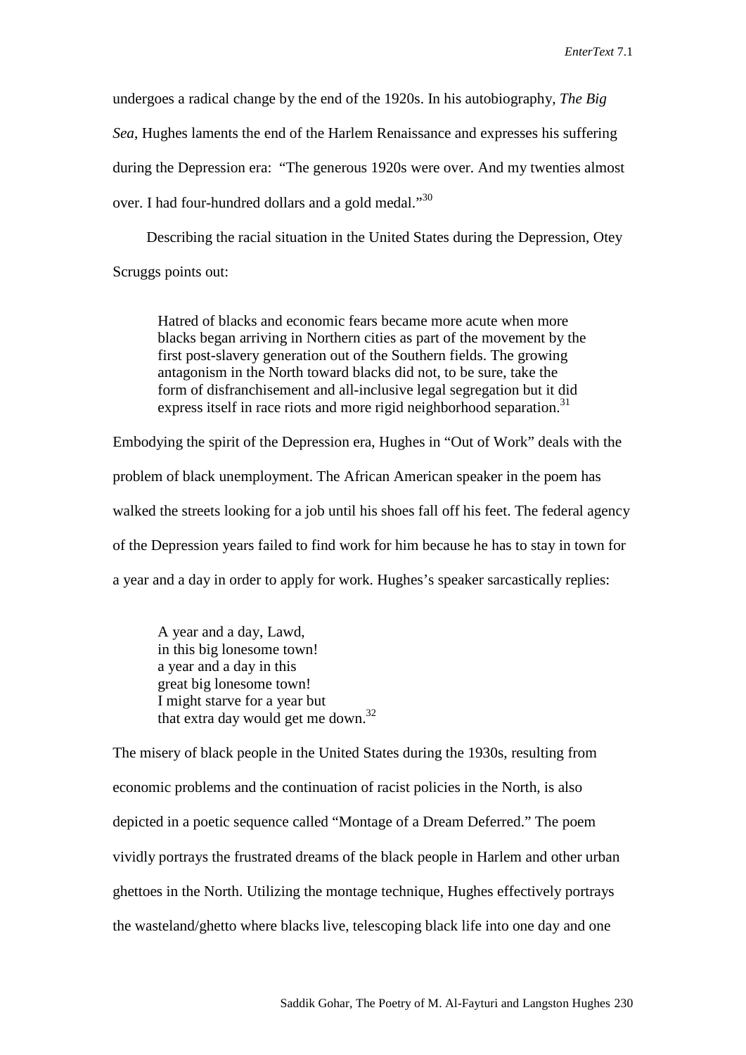undergoes a radical change by the end of the 1920s. In his autobiography, *The Big Sea*, Hughes laments the end of the Harlem Renaissance and expresses his suffering during the Depression era: "The generous 1920s were over. And my twenties almost over. I had four-hundred dollars and a gold medal."[30]

Describing the racial situation in the United States during the Depression, Otey Scruggs points out:

> Hatred of blacks and economic fears became more acute when more blacks began arriving in Northern cities as part of the movement by the first post-slavery generation out of the Southern fields. The growing antagonism in the North toward blacks did not, to be sure, take the form of disfranchisement and all-inclusive legal segregation but it did express itself in race riots and more rigid neighborhood separation.[31]

Embodying the spirit of the Depression era, Hughes in "Out of Work" deals with the problem of black unemployment. The African American speaker in the poem has walked the streets looking for a job until his shoes fall off his feet. The federal agency of the Depression years failed to find work for him because he has to stay in town for a year and a day in order to apply for work. Hughes's speaker sarcastically replies:

> A year and a day, Lawd,
> in this big lonesome town!
> a year and a day in this
> great big lonesome town!
> I might starve for a year but
> that extra day would get me down.[32]

The misery of black people in the United States during the 1930s, resulting from economic problems and the continuation of racist policies in the North, is also depicted in a poetic sequence called "Montage of a Dream Deferred." The poem vividly portrays the frustrated dreams of the black people in Harlem and other urban ghettoes in the North. Utilizing the montage technique, Hughes effectively portrays the wasteland/ghetto where blacks live, telescoping black life into one day and one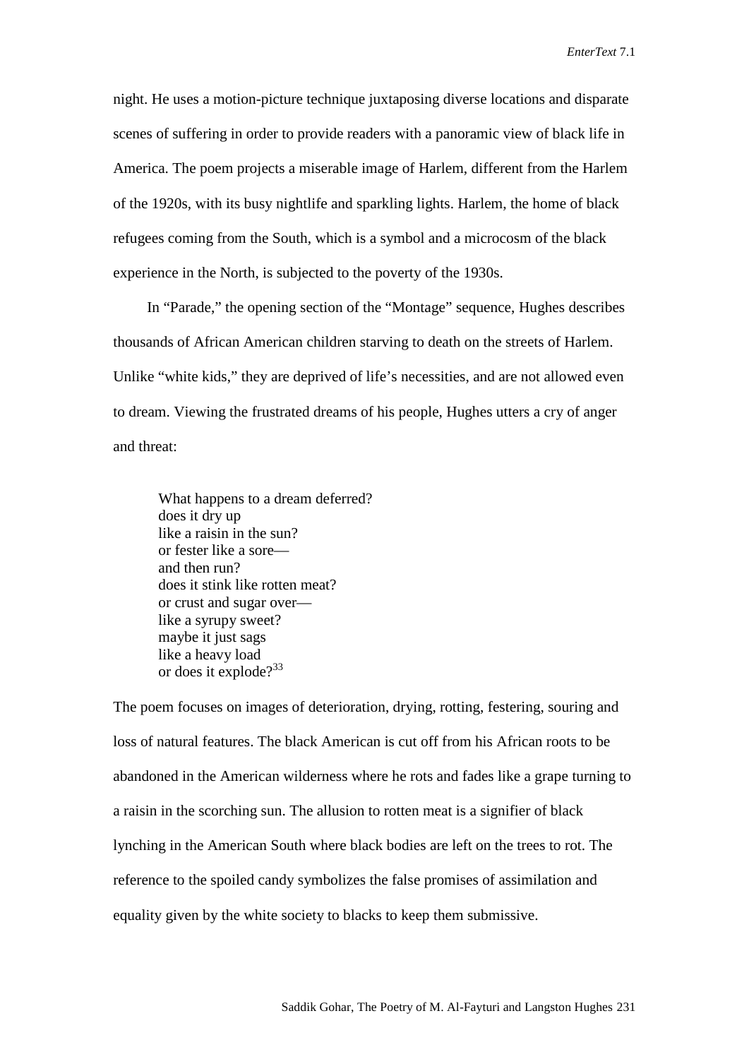night. He uses a motion-picture technique juxtaposing diverse locations and disparate scenes of suffering in order to provide readers with a panoramic view of black life in America. The poem projects a miserable image of Harlem, different from the Harlem of the 1920s, with its busy nightlife and sparkling lights. Harlem, the home of black refugees coming from the South, which is a symbol and a microcosm of the black experience in the North, is subjected to the poverty of the 1930s.

In "Parade," the opening section of the "Montage" sequence, Hughes describes thousands of African American children starving to death on the streets of Harlem. Unlike "white kids," they are deprived of life's necessities, and are not allowed even to dream. Viewing the frustrated dreams of his people, Hughes utters a cry of anger and threat:

> What happens to a dream deferred?  
> does it dry up  
> like a raisin in the sun?  
> or fester like a sore—  
> and then run?  
> does it stink like rotten meat?  
> or crust and sugar over—  
> like a syrupy sweet?  
> maybe it just sags  
> like a heavy load  
> or does it explode?[33]

The poem focuses on images of deterioration, drying, rotting, festering, souring and loss of natural features. The black American is cut off from his African roots to be abandoned in the American wilderness where he rots and fades like a grape turning to a raisin in the scorching sun. The allusion to rotten meat is a signifier of black lynching in the American South where black bodies are left on the trees to rot. The reference to the spoiled candy symbolizes the false promises of assimilation and equality given by the white society to blacks to keep them submissive.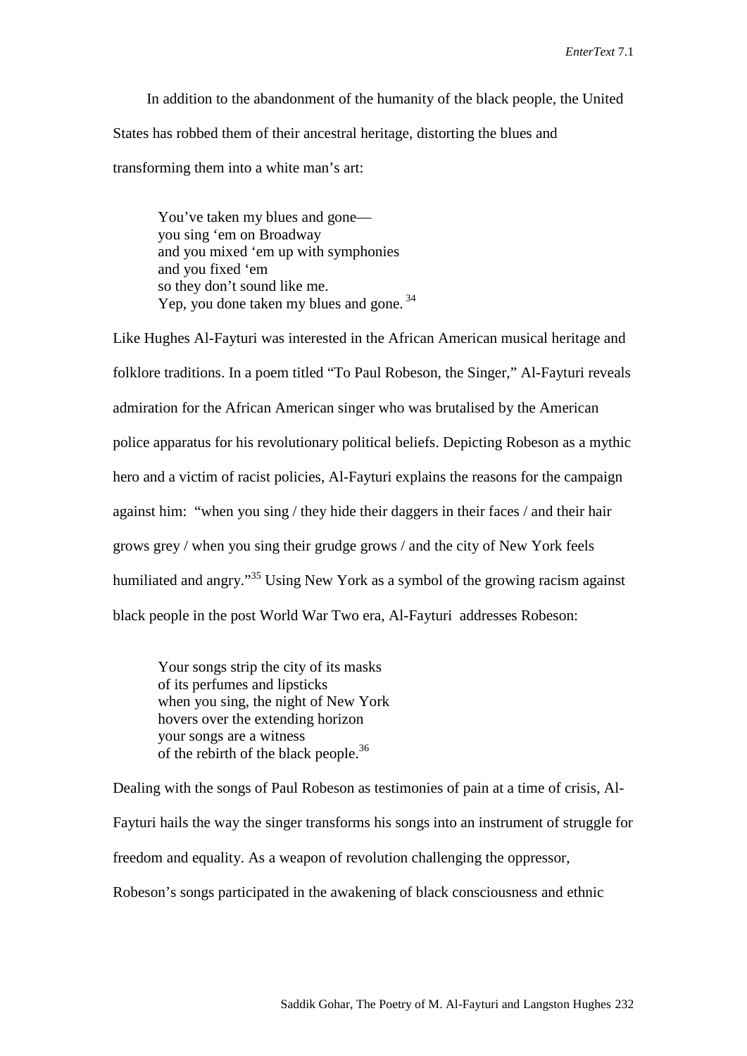In addition to the abandonment of the humanity of the black people, the United States has robbed them of their ancestral heritage, distorting the blues and transforming them into a white man's art:

> You've taken my blues and gone—  
> you sing 'em on Broadway  
> and you mixed 'em up with symphonies  
> and you fixed 'em  
> so they don't sound like me.  
> Yep, you done taken my blues and gone. [34]

Like Hughes Al-Fayturi was interested in the African American musical heritage and folklore traditions. In a poem titled "To Paul Robeson, the Singer," Al-Fayturi reveals admiration for the African American singer who was brutalised by the American police apparatus for his revolutionary political beliefs. Depicting Robeson as a mythic hero and a victim of racist policies, Al-Fayturi explains the reasons for the campaign against him: "when you sing / they hide their daggers in their faces / and their hair grows grey / when you sing their grudge grows / and the city of New York feels humiliated and angry."[35] Using New York as a symbol of the growing racism against black people in the post World War Two era, Al-Fayturi addresses Robeson:

> Your songs strip the city of its masks  
> of its perfumes and lipsticks  
> when you sing, the night of New York  
> hovers over the extending horizon  
> your songs are a witness  
> of the rebirth of the black people.[36]

Dealing with the songs of Paul Robeson as testimonies of pain at a time of crisis, Al-Fayturi hails the way the singer transforms his songs into an instrument of struggle for freedom and equality. As a weapon of revolution challenging the oppressor, Robeson's songs participated in the awakening of black consciousness and ethnic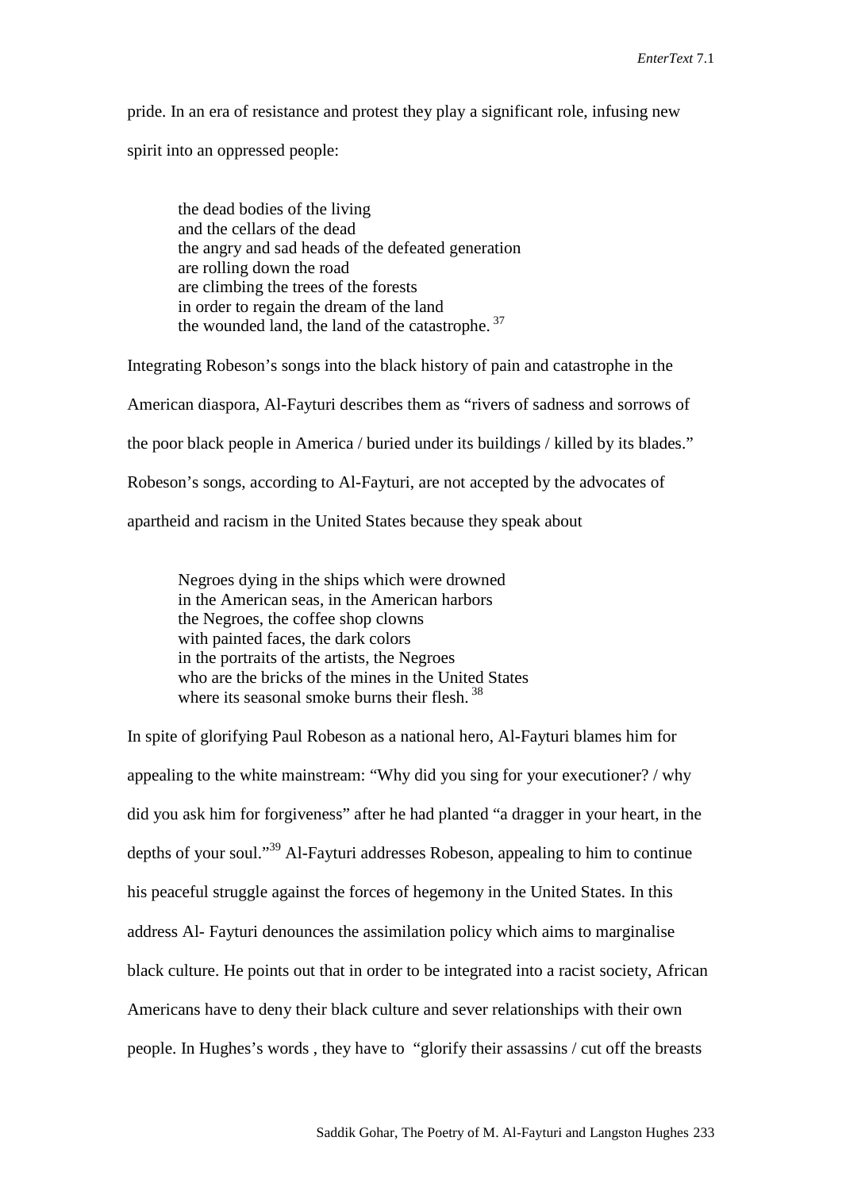pride. In an era of resistance and protest they play a significant role, infusing new spirit into an oppressed people:

> the dead bodies of the living
> and the cellars of the dead
> the angry and sad heads of the defeated generation
> are rolling down the road
> are climbing the trees of the forests
> in order to regain the dream of the land
> the wounded land, the land of the catastrophe. [37]

Integrating Robeson's songs into the black history of pain and catastrophe in the American diaspora, Al-Fayturi describes them as "rivers of sadness and sorrows of the poor black people in America / buried under its buildings / killed by its blades." Robeson's songs, according to Al-Fayturi, are not accepted by the advocates of apartheid and racism in the United States because they speak about

> Negroes dying in the ships which were drowned
> in the American seas, in the American harbors
> the Negroes, the coffee shop clowns
> with painted faces, the dark colors
> in the portraits of the artists, the Negroes
> who are the bricks of the mines in the United States
> where its seasonal smoke burns their flesh. [38]

In spite of glorifying Paul Robeson as a national hero, Al-Fayturi blames him for appealing to the white mainstream: "Why did you sing for your executioner? / why did you ask him for forgiveness" after he had planted "a dragger in your heart, in the depths of your soul."[39] Al-Fayturi addresses Robeson, appealing to him to continue his peaceful struggle against the forces of hegemony in the United States. In this address Al- Fayturi denounces the assimilation policy which aims to marginalise black culture. He points out that in order to be integrated into a racist society, African Americans have to deny their black culture and sever relationships with their own people. In Hughes's words , they have to "glorify their assassins / cut off the breasts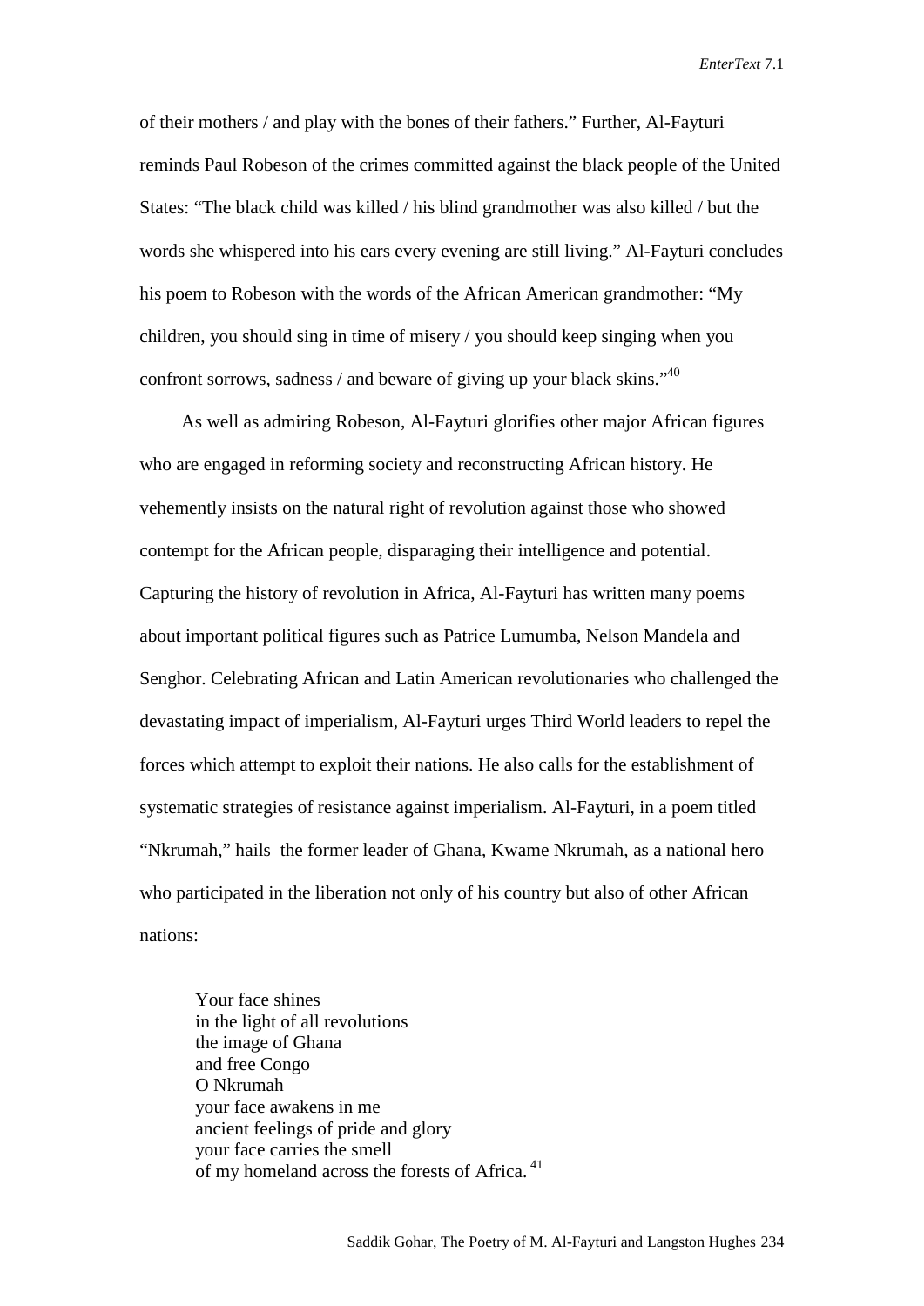of their mothers / and play with the bones of their fathers." Further, Al-Fayturi reminds Paul Robeson of the crimes committed against the black people of the United States: "The black child was killed / his blind grandmother was also killed / but the words she whispered into his ears every evening are still living." Al-Fayturi concludes his poem to Robeson with the words of the African American grandmother: "My children, you should sing in time of misery / you should keep singing when you confront sorrows, sadness / and beware of giving up your black skins."[40]

As well as admiring Robeson, Al-Fayturi glorifies other major African figures who are engaged in reforming society and reconstructing African history. He vehemently insists on the natural right of revolution against those who showed contempt for the African people, disparaging their intelligence and potential. Capturing the history of revolution in Africa, Al-Fayturi has written many poems about important political figures such as Patrice Lumumba, Nelson Mandela and Senghor. Celebrating African and Latin American revolutionaries who challenged the devastating impact of imperialism, Al-Fayturi urges Third World leaders to repel the forces which attempt to exploit their nations. He also calls for the establishment of systematic strategies of resistance against imperialism. Al-Fayturi, in a poem titled "Nkrumah," hails the former leader of Ghana, Kwame Nkrumah, as a national hero who participated in the liberation not only of his country but also of other African nations:

> Your face shines
> in the light of all revolutions
> the image of Ghana
> and free Congo
> O Nkrumah
> your face awakens in me
> ancient feelings of pride and glory
> your face carries the smell
> of my homeland across the forests of Africa.[41]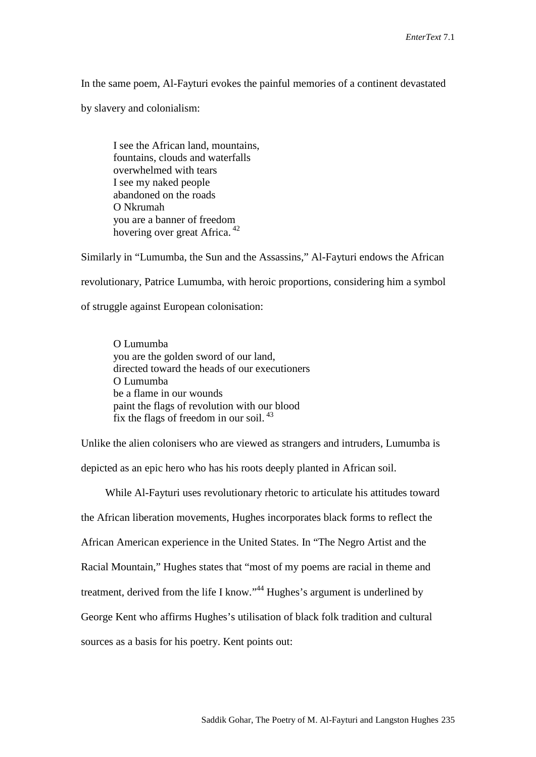In the same poem, Al-Fayturi evokes the painful memories of a continent devastated by slavery and colonialism:

> I see the African land, mountains,  
> fountains, clouds and waterfalls  
> overwhelmed with tears  
> I see my naked people  
> abandoned on the roads  
> O Nkrumah  
> you are a banner of freedom  
> hovering over great Africa. [42]

Similarly in "Lumumba, the Sun and the Assassins," Al-Fayturi endows the African revolutionary, Patrice Lumumba, with heroic proportions, considering him a symbol of struggle against European colonisation:

> O Lumumba  
> you are the golden sword of our land,  
> directed toward the heads of our executioners  
> O Lumumba  
> be a flame in our wounds  
> paint the flags of revolution with our blood  
> fix the flags of freedom in our soil. [43]

Unlike the alien colonisers who are viewed as strangers and intruders, Lumumba is depicted as an epic hero who has his roots deeply planted in African soil.

While Al-Fayturi uses revolutionary rhetoric to articulate his attitudes toward the African liberation movements, Hughes incorporates black forms to reflect the African American experience in the United States. In "The Negro Artist and the Racial Mountain," Hughes states that "most of my poems are racial in theme and treatment, derived from the life I know."[44] Hughes's argument is underlined by George Kent who affirms Hughes's utilisation of black folk tradition and cultural sources as a basis for his poetry. Kent points out: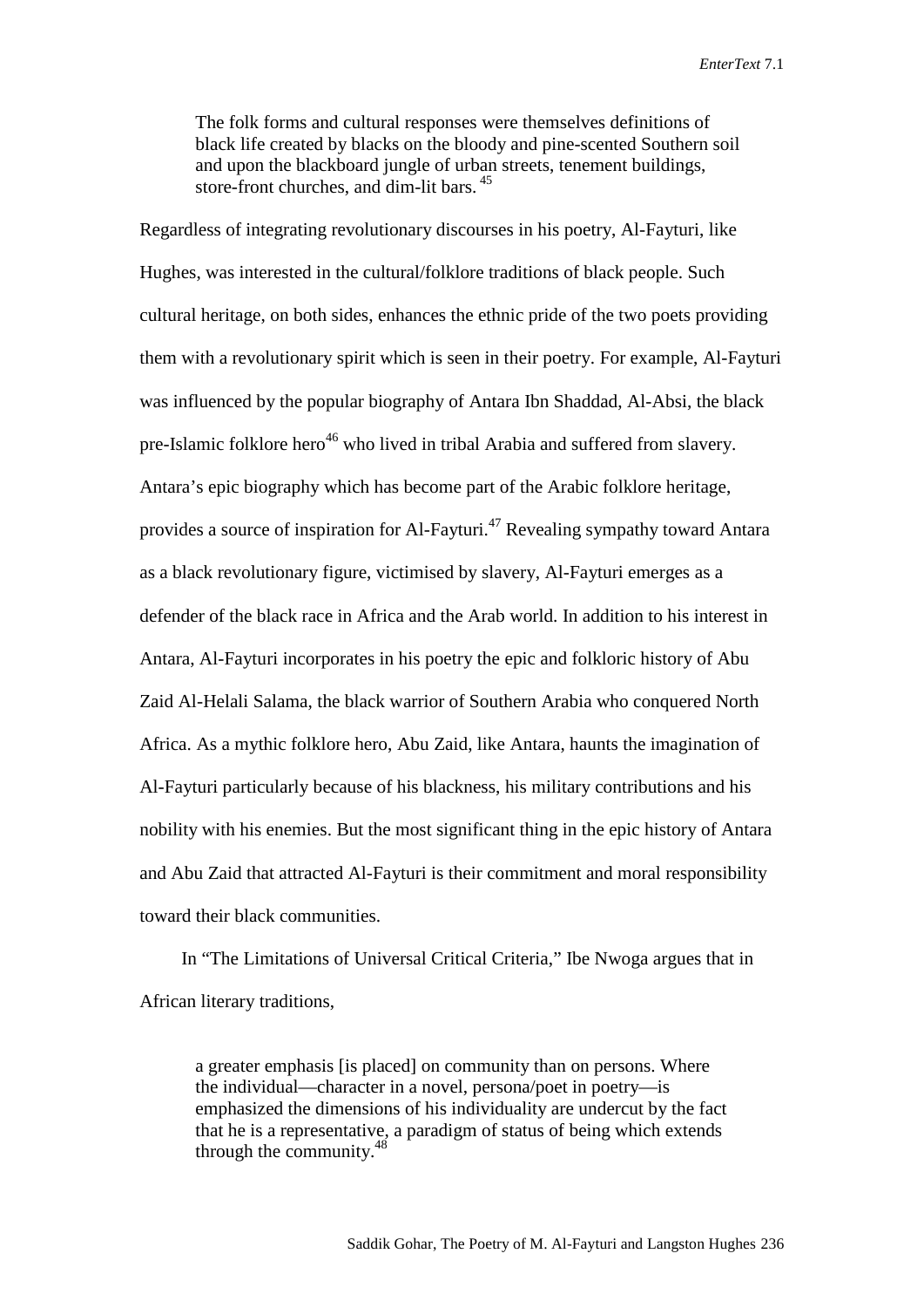> The folk forms and cultural responses were themselves definitions of black life created by blacks on the bloody and pine-scented Southern soil and upon the blackboard jungle of urban streets, tenement buildings, store-front churches, and dim-lit bars.[45]

Regardless of integrating revolutionary discourses in his poetry, Al-Fayturi, like Hughes, was interested in the cultural/folklore traditions of black people. Such cultural heritage, on both sides, enhances the ethnic pride of the two poets providing them with a revolutionary spirit which is seen in their poetry. For example, Al-Fayturi was influenced by the popular biography of Antara Ibn Shaddad, Al-Absi, the black pre-Islamic folklore hero[46] who lived in tribal Arabia and suffered from slavery. Antara's epic biography which has become part of the Arabic folklore heritage, provides a source of inspiration for Al-Fayturi.[47] Revealing sympathy toward Antara as a black revolutionary figure, victimised by slavery, Al-Fayturi emerges as a defender of the black race in Africa and the Arab world. In addition to his interest in Antara, Al-Fayturi incorporates in his poetry the epic and folkloric history of Abu Zaid Al-Helali Salama, the black warrior of Southern Arabia who conquered North Africa. As a mythic folklore hero, Abu Zaid, like Antara, haunts the imagination of Al-Fayturi particularly because of his blackness, his military contributions and his nobility with his enemies. But the most significant thing in the epic history of Antara and Abu Zaid that attracted Al-Fayturi is their commitment and moral responsibility toward their black communities.

In "The Limitations of Universal Critical Criteria," Ibe Nwoga argues that in African literary traditions,

> a greater emphasis [is placed] on community than on persons. Where the individual—character in a novel, persona/poet in poetry—is emphasized the dimensions of his individuality are undercut by the fact that he is a representative, a paradigm of status of being which extends through the community.[48]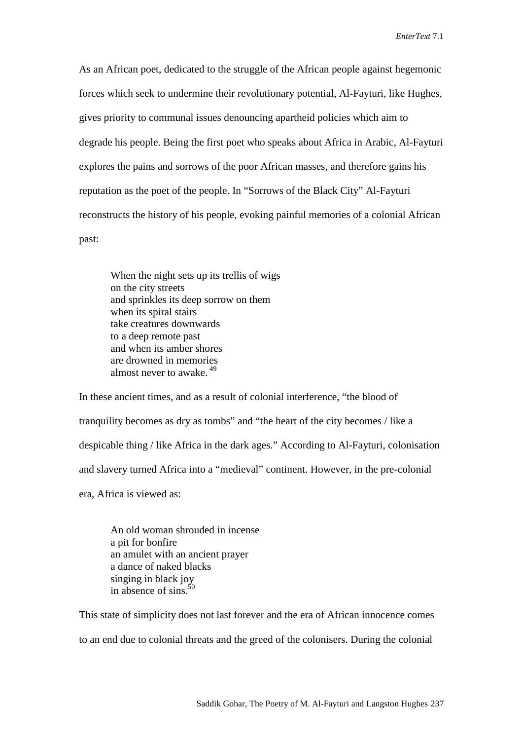As an African poet, dedicated to the struggle of the African people against hegemonic forces which seek to undermine their revolutionary potential, Al-Fayturi, like Hughes, gives priority to communal issues denouncing apartheid policies which aim to degrade his people. Being the first poet who speaks about Africa in Arabic, Al-Fayturi explores the pains and sorrows of the poor African masses, and therefore gains his reputation as the poet of the people. In "Sorrows of the Black City" Al-Fayturi reconstructs the history of his people, evoking painful memories of a colonial African past:

> When the night sets up its trellis of wigs  
> on the city streets  
> and sprinkles its deep sorrow on them  
> when its spiral stairs  
> take creatures downwards  
> to a deep remote past  
> and when its amber shores  
> are drowned in memories  
> almost never to awake. [49]

In these ancient times, and as a result of colonial interference, "the blood of tranquility becomes as dry as tombs" and "the heart of the city becomes / like a despicable thing / like Africa in the dark ages." According to Al-Fayturi, colonisation and slavery turned Africa into a "medieval" continent. However, in the pre-colonial era, Africa is viewed as:

> An old woman shrouded in incense  
> a pit for bonfire  
> an amulet with an ancient prayer  
> a dance of naked blacks  
> singing in black joy  
> in absence of sins.[50]

This state of simplicity does not last forever and the era of African innocence comes to an end due to colonial threats and the greed of the colonisers. During the colonial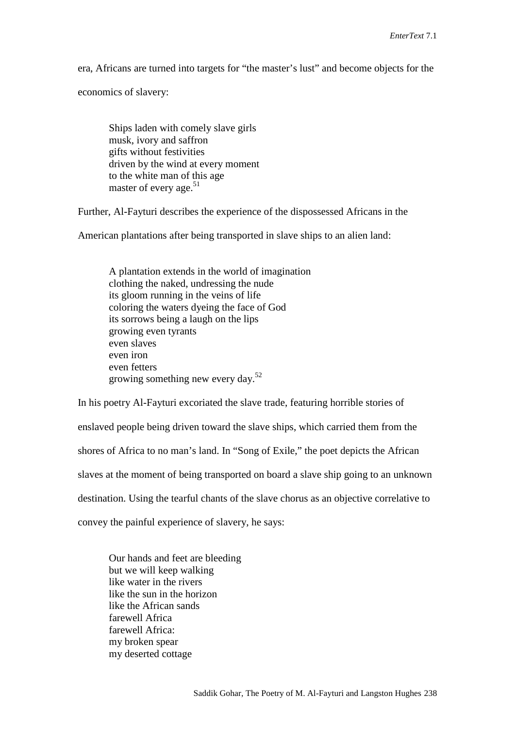era, Africans are turned into targets for "the master's lust" and become objects for the economics of slavery:

> Ships laden with comely slave girls
> musk, ivory and saffron
> gifts without festivities
> driven by the wind at every moment
> to the white man of this age
> master of every age.[51]

Further, Al-Fayturi describes the experience of the dispossessed Africans in the American plantations after being transported in slave ships to an alien land:

> A plantation extends in the world of imagination
> clothing the naked, undressing the nude
> its gloom running in the veins of life
> coloring the waters dyeing the face of God
> its sorrows being a laugh on the lips
> growing even tyrants
> even slaves
> even iron
> even fetters
> growing something new every day.[52]

In his poetry Al-Fayturi excoriated the slave trade, featuring horrible stories of enslaved people being driven toward the slave ships, which carried them from the shores of Africa to no man's land. In "Song of Exile," the poet depicts the African slaves at the moment of being transported on board a slave ship going to an unknown destination. Using the tearful chants of the slave chorus as an objective correlative to convey the painful experience of slavery, he says:

> Our hands and feet are bleeding
> but we will keep walking
> like water in the rivers
> like the sun in the horizon
> like the African sands
> farewell Africa
> farewell Africa:
> my broken spear
> my deserted cottage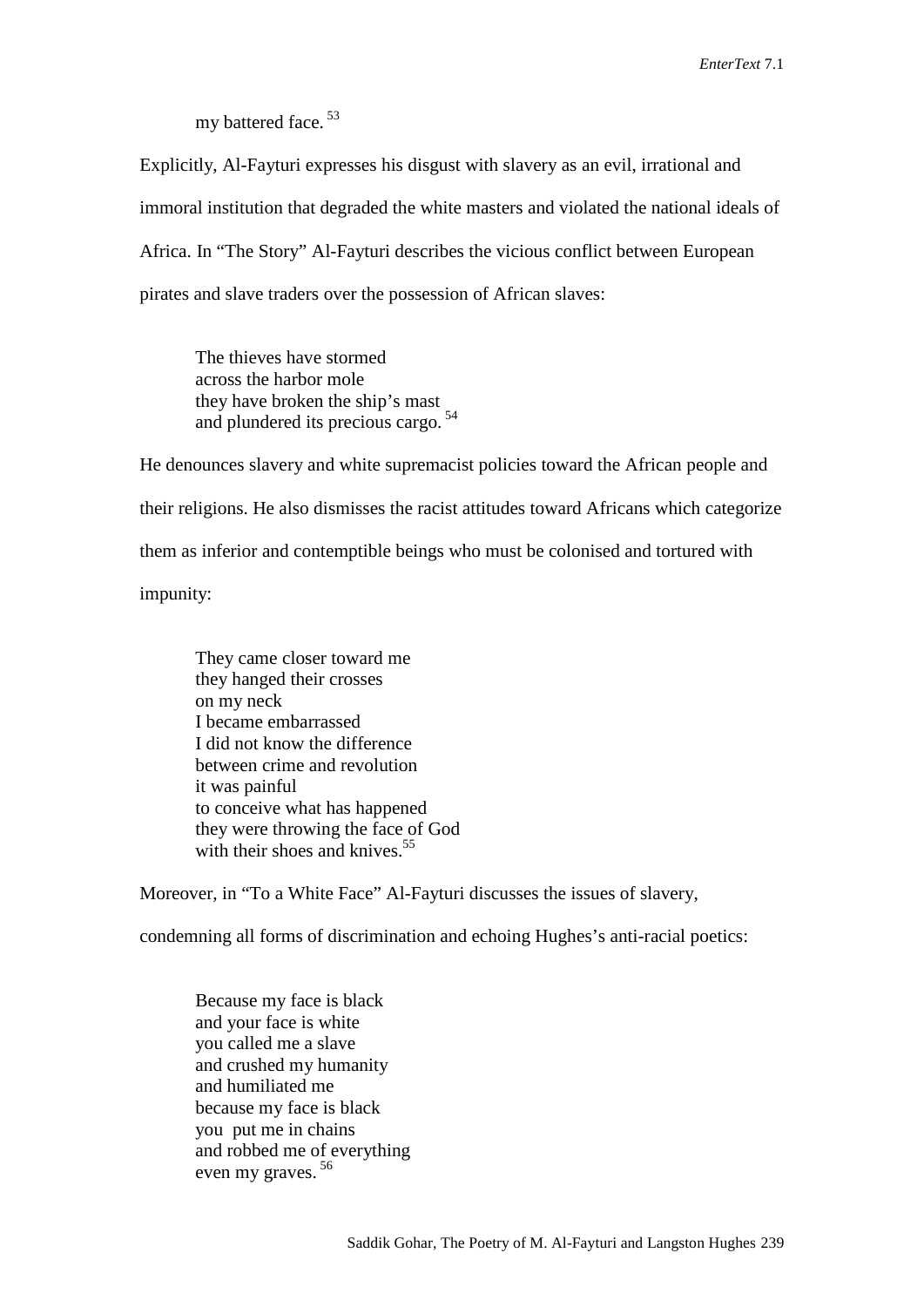my battered face.[53]

Explicitly, Al-Fayturi expresses his disgust with slavery as an evil, irrational and immoral institution that degraded the white masters and violated the national ideals of Africa. In "The Story" Al-Fayturi describes the vicious conflict between European pirates and slave traders over the possession of African slaves:

> The thieves have stormed
> across the harbor mole
> they have broken the ship's mast
> and plundered its precious cargo.[54]

He denounces slavery and white supremacist policies toward the African people and their religions. He also dismisses the racist attitudes toward Africans which categorize them as inferior and contemptible beings who must be colonised and tortured with impunity:

> They came closer toward me
> they hanged their crosses
> on my neck
> I became embarrassed
> I did not know the difference
> between crime and revolution
> it was painful
> to conceive what has happened
> they were throwing the face of God
> with their shoes and knives.[55]

Moreover, in "To a White Face" Al-Fayturi discusses the issues of slavery, condemning all forms of discrimination and echoing Hughes's anti-racial poetics:

> Because my face is black
> and your face is white
> you called me a slave
> and crushed my humanity
> and humiliated me
> because my face is black
> you put me in chains
> and robbed me of everything
> even my graves.[56]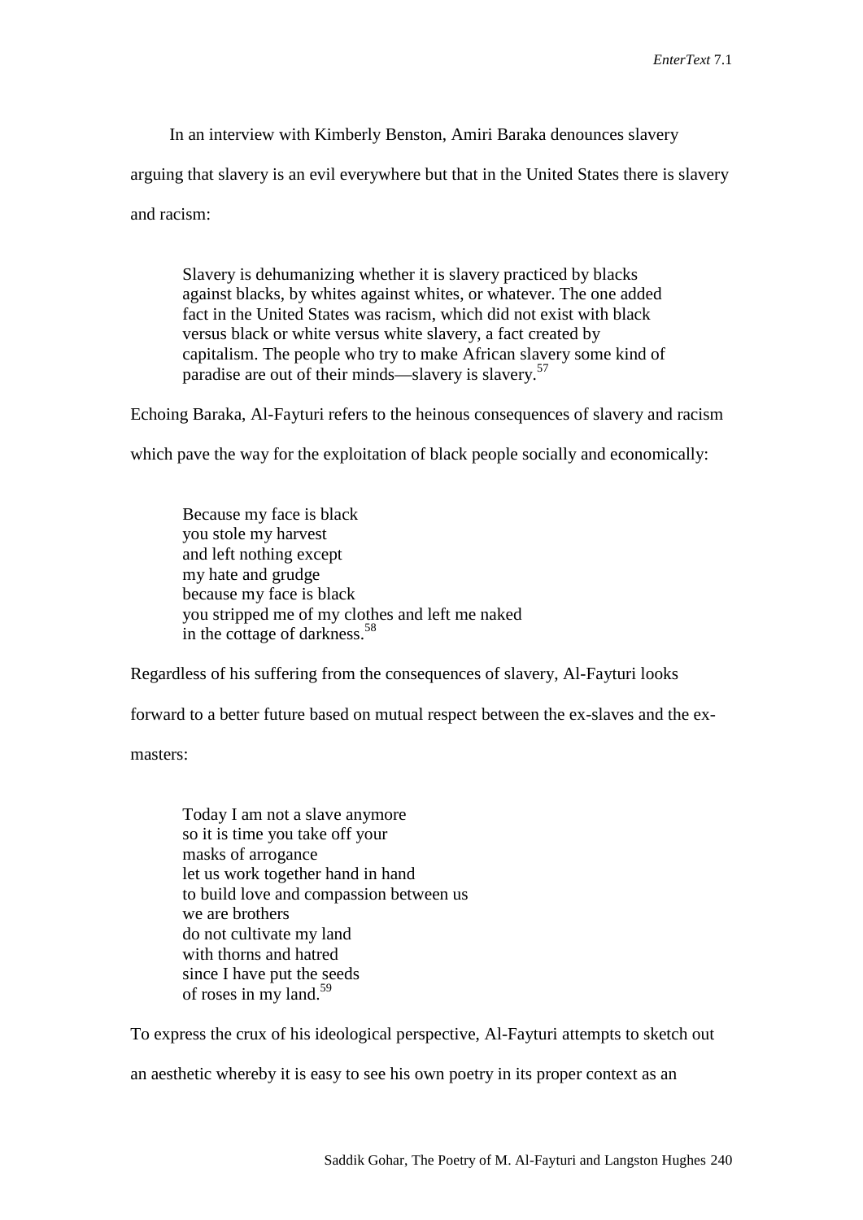In an interview with Kimberly Benston, Amiri Baraka denounces slavery arguing that slavery is an evil everywhere but that in the United States there is slavery and racism:

> Slavery is dehumanizing whether it is slavery practiced by blacks against blacks, by whites against whites, or whatever. The one added fact in the United States was racism, which did not exist with black versus black or white versus white slavery, a fact created by capitalism. The people who try to make African slavery some kind of paradise are out of their minds—slavery is slavery.[57]

Echoing Baraka, Al-Fayturi refers to the heinous consequences of slavery and racism which pave the way for the exploitation of black people socially and economically:

> Because my face is black
> you stole my harvest
> and left nothing except
> my hate and grudge
> because my face is black
> you stripped me of my clothes and left me naked
> in the cottage of darkness.[58]

Regardless of his suffering from the consequences of slavery, Al-Fayturi looks forward to a better future based on mutual respect between the ex-slaves and the ex-masters:

> Today I am not a slave anymore
> so it is time you take off your
> masks of arrogance
> let us work together hand in hand
> to build love and compassion between us
> we are brothers
> do not cultivate my land
> with thorns and hatred
> since I have put the seeds
> of roses in my land.[59]

To express the crux of his ideological perspective, Al-Fayturi attempts to sketch out an aesthetic whereby it is easy to see his own poetry in its proper context as an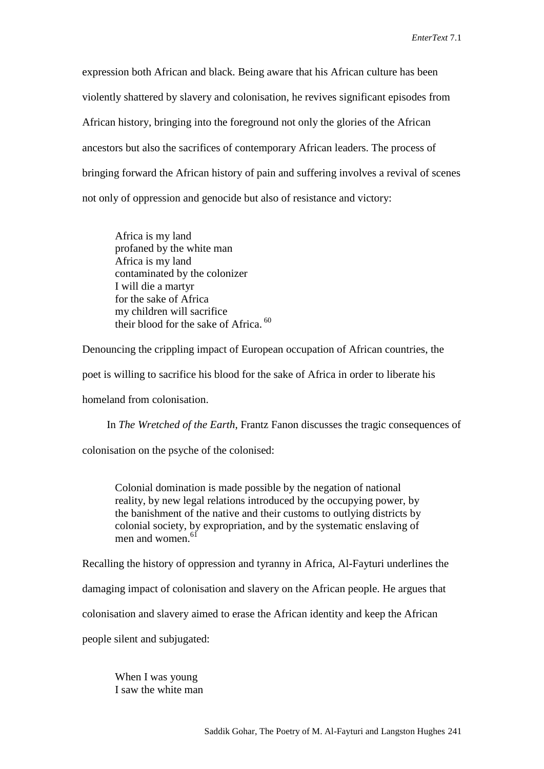expression both African and black. Being aware that his African culture has been violently shattered by slavery and colonisation, he revives significant episodes from African history, bringing into the foreground not only the glories of the African ancestors but also the sacrifices of contemporary African leaders. The process of bringing forward the African history of pain and suffering involves a revival of scenes not only of oppression and genocide but also of resistance and victory:

> Africa is my land
> profaned by the white man
> Africa is my land
> contaminated by the colonizer
> I will die a martyr
> for the sake of Africa
> my children will sacrifice
> their blood for the sake of Africa. [60]

Denouncing the crippling impact of European occupation of African countries, the poet is willing to sacrifice his blood for the sake of Africa in order to liberate his homeland from colonisation.

In *The Wretched of the Earth*, Frantz Fanon discusses the tragic consequences of colonisation on the psyche of the colonised:

> Colonial domination is made possible by the negation of national reality, by new legal relations introduced by the occupying power, by the banishment of the native and their customs to outlying districts by colonial society, by expropriation, and by the systematic enslaving of men and women.[61]

Recalling the history of oppression and tyranny in Africa, Al-Fayturi underlines the damaging impact of colonisation and slavery on the African people. He argues that colonisation and slavery aimed to erase the African identity and keep the African people silent and subjugated:

> When I was young
> I saw the white man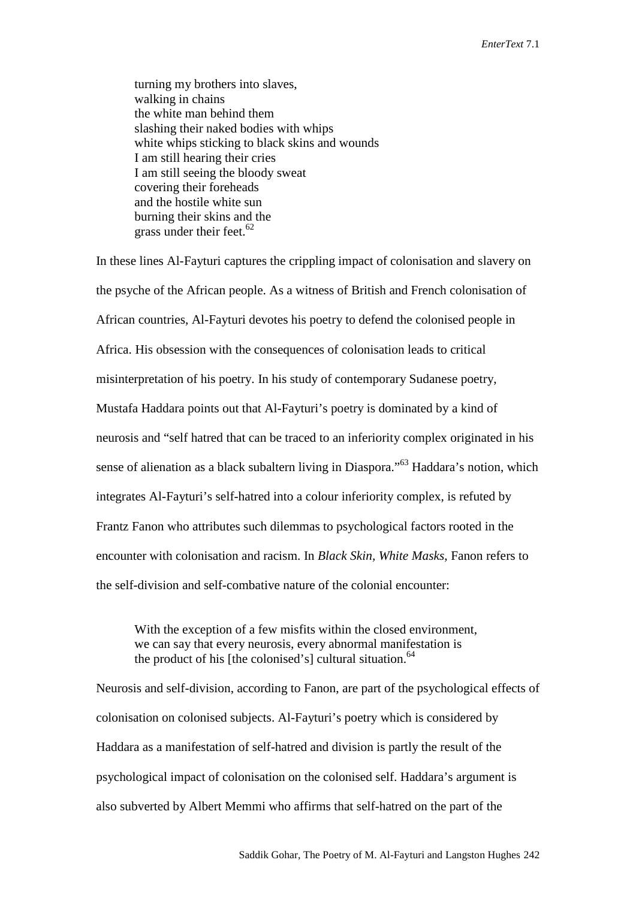> turning my brothers into slaves,
> walking in chains
> the white man behind them
> slashing their naked bodies with whips
> white whips sticking to black skins and wounds
> I am still hearing their cries
> I am still seeing the bloody sweat
> covering their foreheads
> and the hostile white sun
> burning their skins and the
> grass under their feet.[62]

In these lines Al-Fayturi captures the crippling impact of colonisation and slavery on the psyche of the African people. As a witness of British and French colonisation of African countries, Al-Fayturi devotes his poetry to defend the colonised people in Africa. His obsession with the consequences of colonisation leads to critical misinterpretation of his poetry. In his study of contemporary Sudanese poetry, Mustafa Haddara points out that Al-Fayturi's poetry is dominated by a kind of neurosis and "self hatred that can be traced to an inferiority complex originated in his sense of alienation as a black subaltern living in Diaspora."[63] Haddara's notion, which integrates Al-Fayturi's self-hatred into a colour inferiority complex, is refuted by Frantz Fanon who attributes such dilemmas to psychological factors rooted in the encounter with colonisation and racism. In *Black Skin, White Masks*, Fanon refers to the self-division and self-combative nature of the colonial encounter:

> With the exception of a few misfits within the closed environment, we can say that every neurosis, every abnormal manifestation is the product of his [the colonised's] cultural situation.[64]

Neurosis and self-division, according to Fanon, are part of the psychological effects of colonisation on colonised subjects. Al-Fayturi's poetry which is considered by Haddara as a manifestation of self-hatred and division is partly the result of the psychological impact of colonisation on the colonised self. Haddara's argument is also subverted by Albert Memmi who affirms that self-hatred on the part of the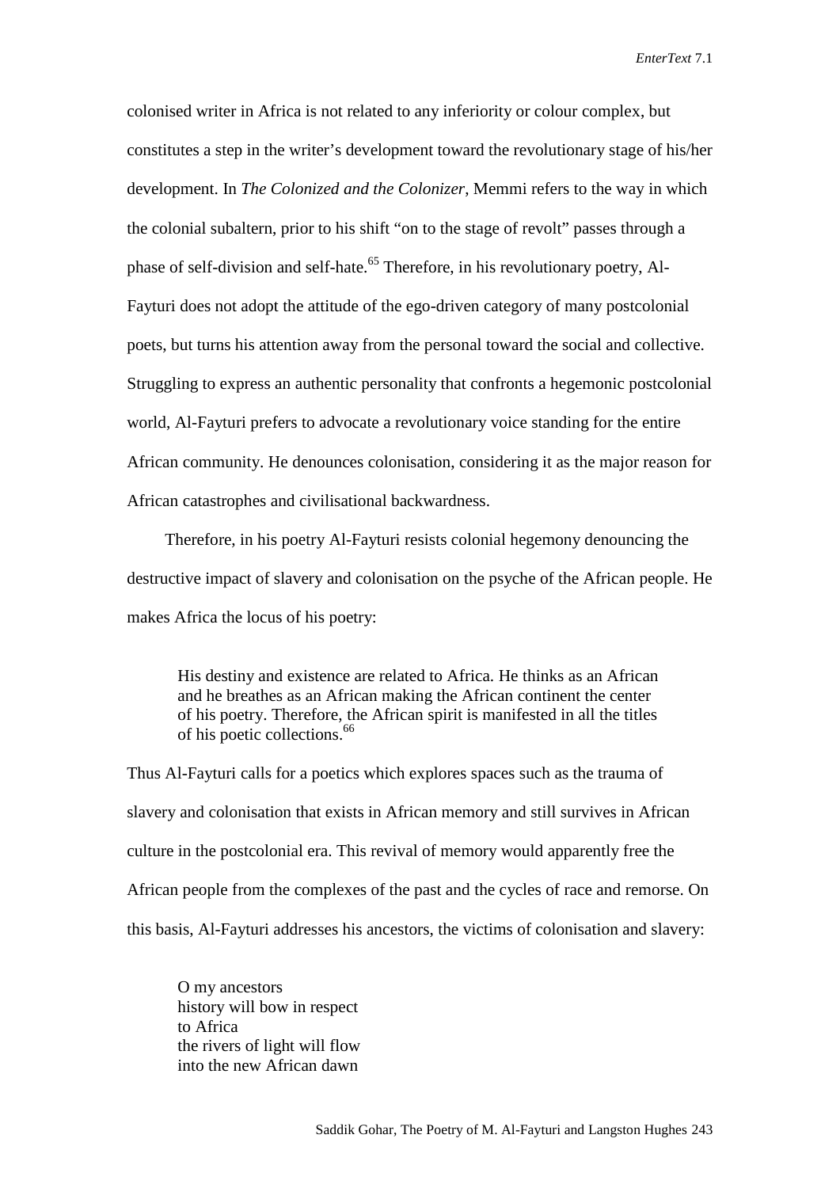colonised writer in Africa is not related to any inferiority or colour complex, but constitutes a step in the writer's development toward the revolutionary stage of his/her development. In *The Colonized and the Colonizer*, Memmi refers to the way in which the colonial subaltern, prior to his shift "on to the stage of revolt" passes through a phase of self-division and self-hate.[65] Therefore, in his revolutionary poetry, Al-Fayturi does not adopt the attitude of the ego-driven category of many postcolonial poets, but turns his attention away from the personal toward the social and collective. Struggling to express an authentic personality that confronts a hegemonic postcolonial world, Al-Fayturi prefers to advocate a revolutionary voice standing for the entire African community. He denounces colonisation, considering it as the major reason for African catastrophes and civilisational backwardness.

Therefore, in his poetry Al-Fayturi resists colonial hegemony denouncing the destructive impact of slavery and colonisation on the psyche of the African people. He makes Africa the locus of his poetry:

> His destiny and existence are related to Africa. He thinks as an African and he breathes as an African making the African continent the center of his poetry. Therefore, the African spirit is manifested in all the titles of his poetic collections.[66]

Thus Al-Fayturi calls for a poetics which explores spaces such as the trauma of slavery and colonisation that exists in African memory and still survives in African culture in the postcolonial era. This revival of memory would apparently free the African people from the complexes of the past and the cycles of race and remorse. On this basis, Al-Fayturi addresses his ancestors, the victims of colonisation and slavery:

> O my ancestors
> history will bow in respect
> to Africa
> the rivers of light will flow
> into the new African dawn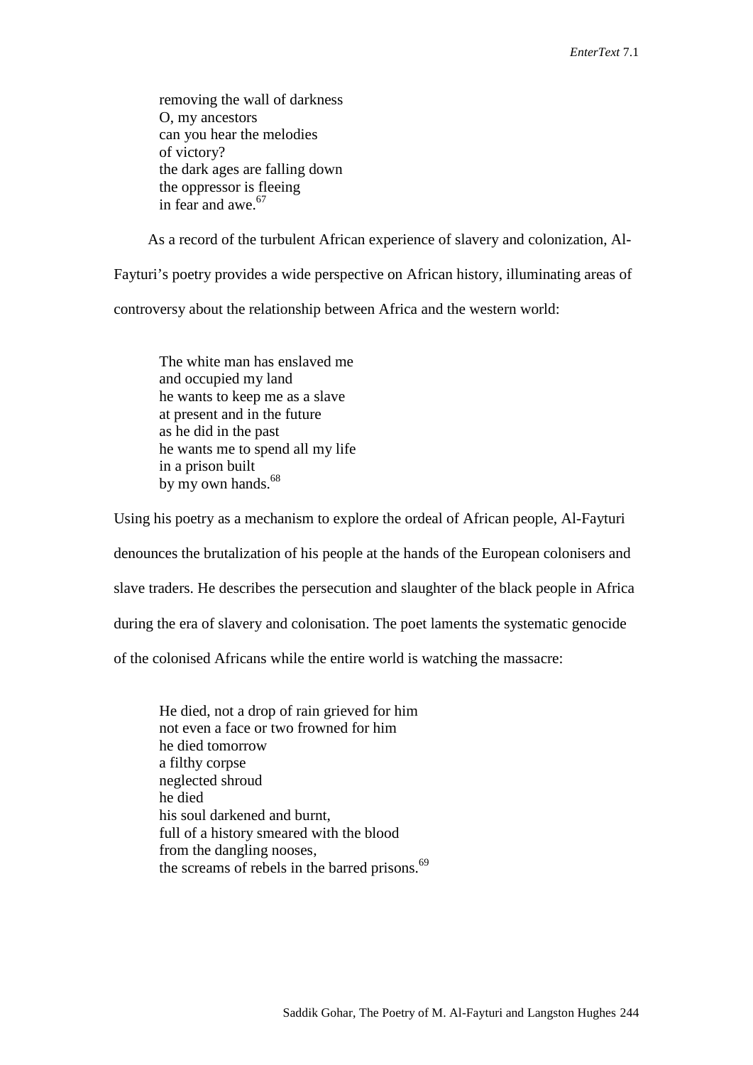removing the wall of darkness
O, my ancestors
can you hear the melodies
of victory?
the dark ages are falling down
the oppressor is fleeing
in fear and awe.[67]

As a record of the turbulent African experience of slavery and colonization, Al-Fayturi's poetry provides a wide perspective on African history, illuminating areas of controversy about the relationship between Africa and the western world:

The white man has enslaved me
and occupied my land
he wants to keep me as a slave
at present and in the future
as he did in the past
he wants me to spend all my life
in a prison built
by my own hands.[68]

Using his poetry as a mechanism to explore the ordeal of African people, Al-Fayturi denounces the brutalization of his people at the hands of the European colonisers and slave traders. He describes the persecution and slaughter of the black people in Africa during the era of slavery and colonisation. The poet laments the systematic genocide of the colonised Africans while the entire world is watching the massacre:

He died, not a drop of rain grieved for him
not even a face or two frowned for him
he died tomorrow
a filthy corpse
neglected shroud
he died
his soul darkened and burnt,
full of a history smeared with the blood
from the dangling nooses,
the screams of rebels in the barred prisons.[69]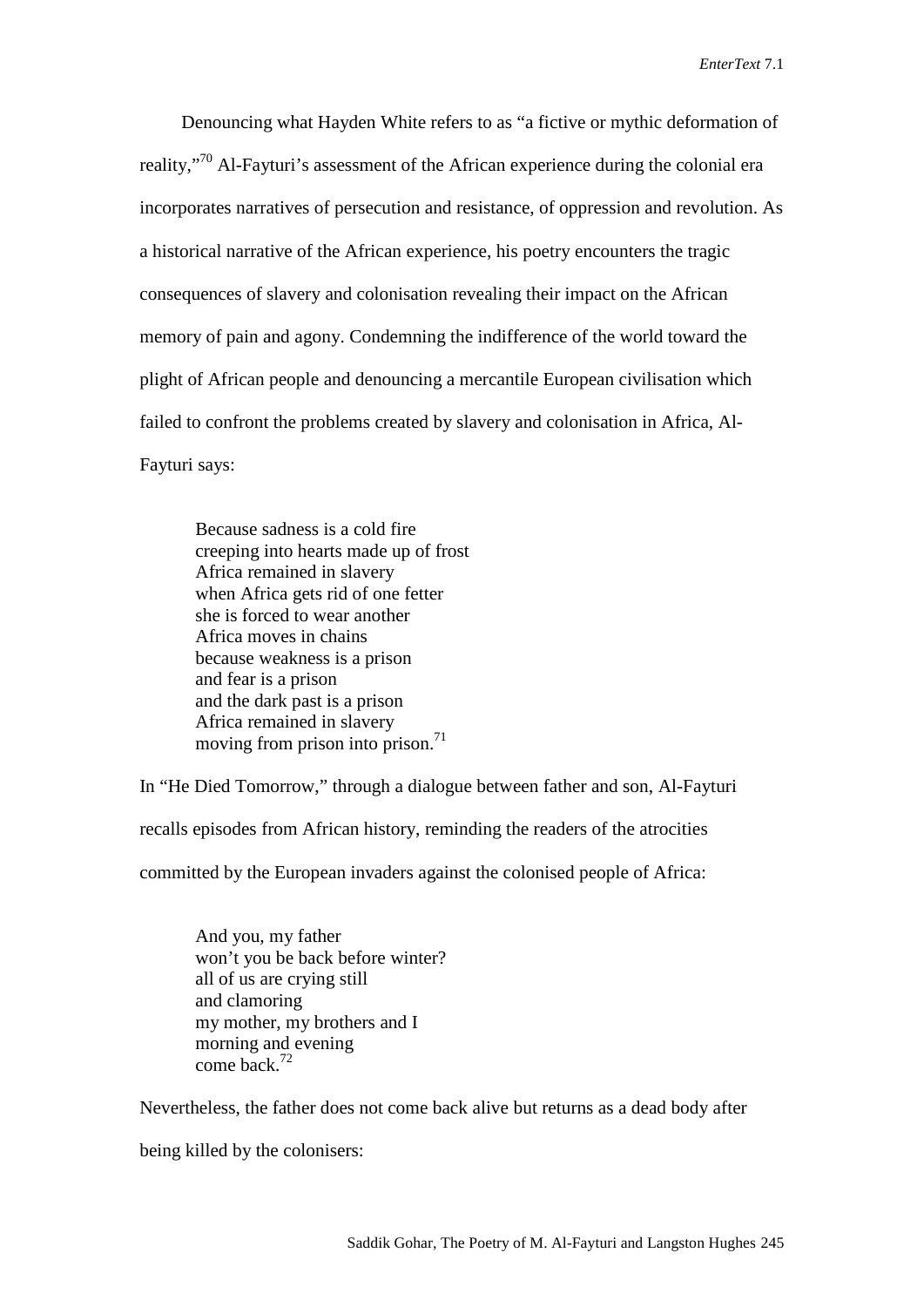Denouncing what Hayden White refers to as "a fictive or mythic deformation of reality,"[70] Al-Fayturi's assessment of the African experience during the colonial era incorporates narratives of persecution and resistance, of oppression and revolution. As a historical narrative of the African experience, his poetry encounters the tragic consequences of slavery and colonisation revealing their impact on the African memory of pain and agony. Condemning the indifference of the world toward the plight of African people and denouncing a mercantile European civilisation which failed to confront the problems created by slavery and colonisation in Africa, Al-Fayturi says:

> Because sadness is a cold fire  
> creeping into hearts made up of frost  
> Africa remained in slavery  
> when Africa gets rid of one fetter  
> she is forced to wear another  
> Africa moves in chains  
> because weakness is a prison  
> and fear is a prison  
> and the dark past is a prison  
> Africa remained in slavery  
> moving from prison into prison.[71]

In "He Died Tomorrow," through a dialogue between father and son, Al-Fayturi recalls episodes from African history, reminding the readers of the atrocities committed by the European invaders against the colonised people of Africa:

> And you, my father  
> won't you be back before winter?  
> all of us are crying still  
> and clamoring  
> my mother, my brothers and I  
> morning and evening  
> come back.[72]

Nevertheless, the father does not come back alive but returns as a dead body after being killed by the colonisers: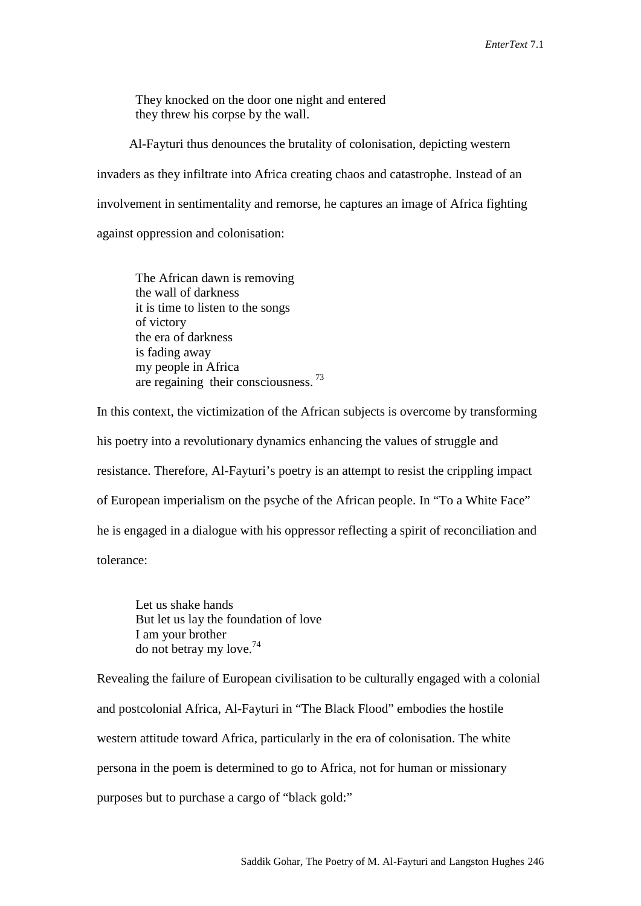> They knocked on the door one night and entered
> they threw his corpse by the wall.

Al-Fayturi thus denounces the brutality of colonisation, depicting western invaders as they infiltrate into Africa creating chaos and catastrophe. Instead of an involvement in sentimentality and remorse, he captures an image of Africa fighting against oppression and colonisation:

> The African dawn is removing
> the wall of darkness
> it is time to listen to the songs
> of victory
> the era of darkness
> is fading away
> my people in Africa
> are regaining their consciousness. [73]

In this context, the victimization of the African subjects is overcome by transforming his poetry into a revolutionary dynamics enhancing the values of struggle and resistance. Therefore, Al-Fayturi's poetry is an attempt to resist the crippling impact of European imperialism on the psyche of the African people. In "To a White Face" he is engaged in a dialogue with his oppressor reflecting a spirit of reconciliation and tolerance:

> Let us shake hands
> But let us lay the foundation of love
> I am your brother
> do not betray my love. [74]

Revealing the failure of European civilisation to be culturally engaged with a colonial and postcolonial Africa, Al-Fayturi in "The Black Flood" embodies the hostile western attitude toward Africa, particularly in the era of colonisation. The white persona in the poem is determined to go to Africa, not for human or missionary purposes but to purchase a cargo of "black gold:"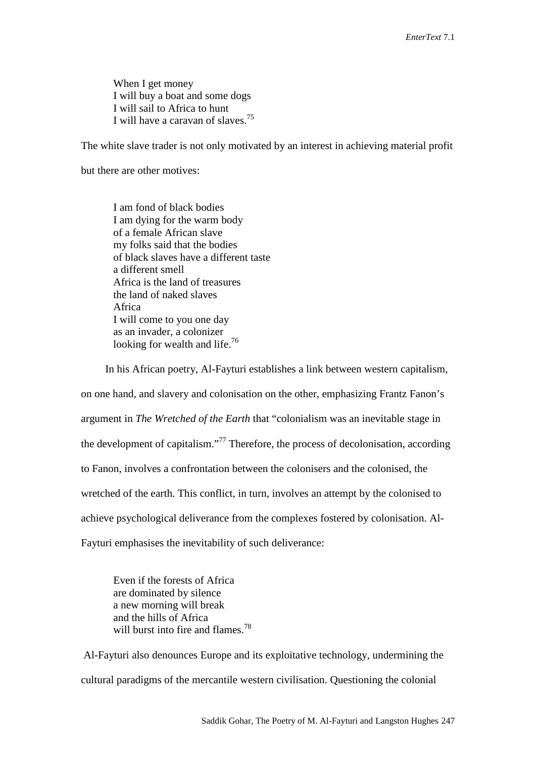When I get money  
I will buy a boat and some dogs  
I will sail to Africa to hunt  
I will have a caravan of slaves.[75]

The white slave trader is not only motivated by an interest in achieving material profit but there are other motives:

I am fond of black bodies  
I am dying for the warm body  
of a female African slave  
my folks said that the bodies  
of black slaves have a different taste  
a different smell  
Africa is the land of treasures  
the land of naked slaves  
Africa  
I will come to you one day  
as an invader, a colonizer  
looking for wealth and life.[76]

In his African poetry, Al-Fayturi establishes a link between western capitalism, on one hand, and slavery and colonisation on the other, emphasizing Frantz Fanon's argument in *The Wretched of the Earth* that "colonialism was an inevitable stage in the development of capitalism."[77] Therefore, the process of decolonisation, according to Fanon, involves a confrontation between the colonisers and the colonised, the wretched of the earth. This conflict, in turn, involves an attempt by the colonised to achieve psychological deliverance from the complexes fostered by colonisation. Al-Fayturi emphasises the inevitability of such deliverance:

Even if the forests of Africa  
are dominated by silence  
a new morning will break  
and the hills of Africa  
will burst into fire and flames.[78]

Al-Fayturi also denounces Europe and its exploitative technology, undermining the cultural paradigms of the mercantile western civilisation. Questioning the colonial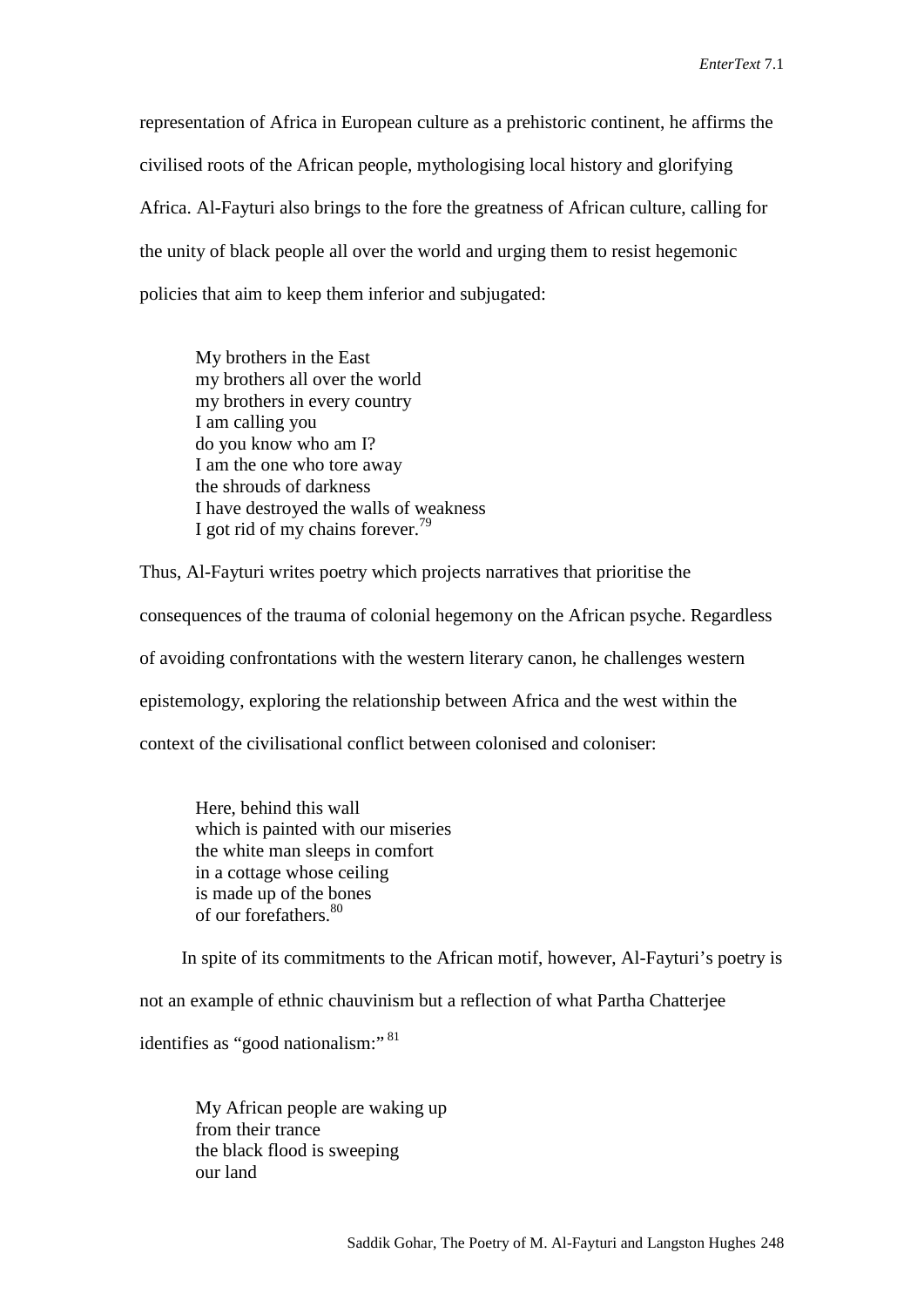representation of Africa in European culture as a prehistoric continent, he affirms the civilised roots of the African people, mythologising local history and glorifying Africa. Al-Fayturi also brings to the fore the greatness of African culture, calling for the unity of black people all over the world and urging them to resist hegemonic policies that aim to keep them inferior and subjugated:

> My brothers in the East
> my brothers all over the world
> my brothers in every country
> I am calling you
> do you know who am I?
> I am the one who tore away
> the shrouds of darkness
> I have destroyed the walls of weakness
> I got rid of my chains forever.[79]

Thus, Al-Fayturi writes poetry which projects narratives that prioritise the consequences of the trauma of colonial hegemony on the African psyche. Regardless of avoiding confrontations with the western literary canon, he challenges western epistemology, exploring the relationship between Africa and the west within the context of the civilisational conflict between colonised and coloniser:

> Here, behind this wall
> which is painted with our miseries
> the white man sleeps in comfort
> in a cottage whose ceiling
> is made up of the bones
> of our forefathers.[80]

In spite of its commitments to the African motif, however, Al-Fayturi's poetry is not an example of ethnic chauvinism but a reflection of what Partha Chatterjee identifies as "good nationalism:"[81]

> My African people are waking up
> from their trance
> the black flood is sweeping
> our land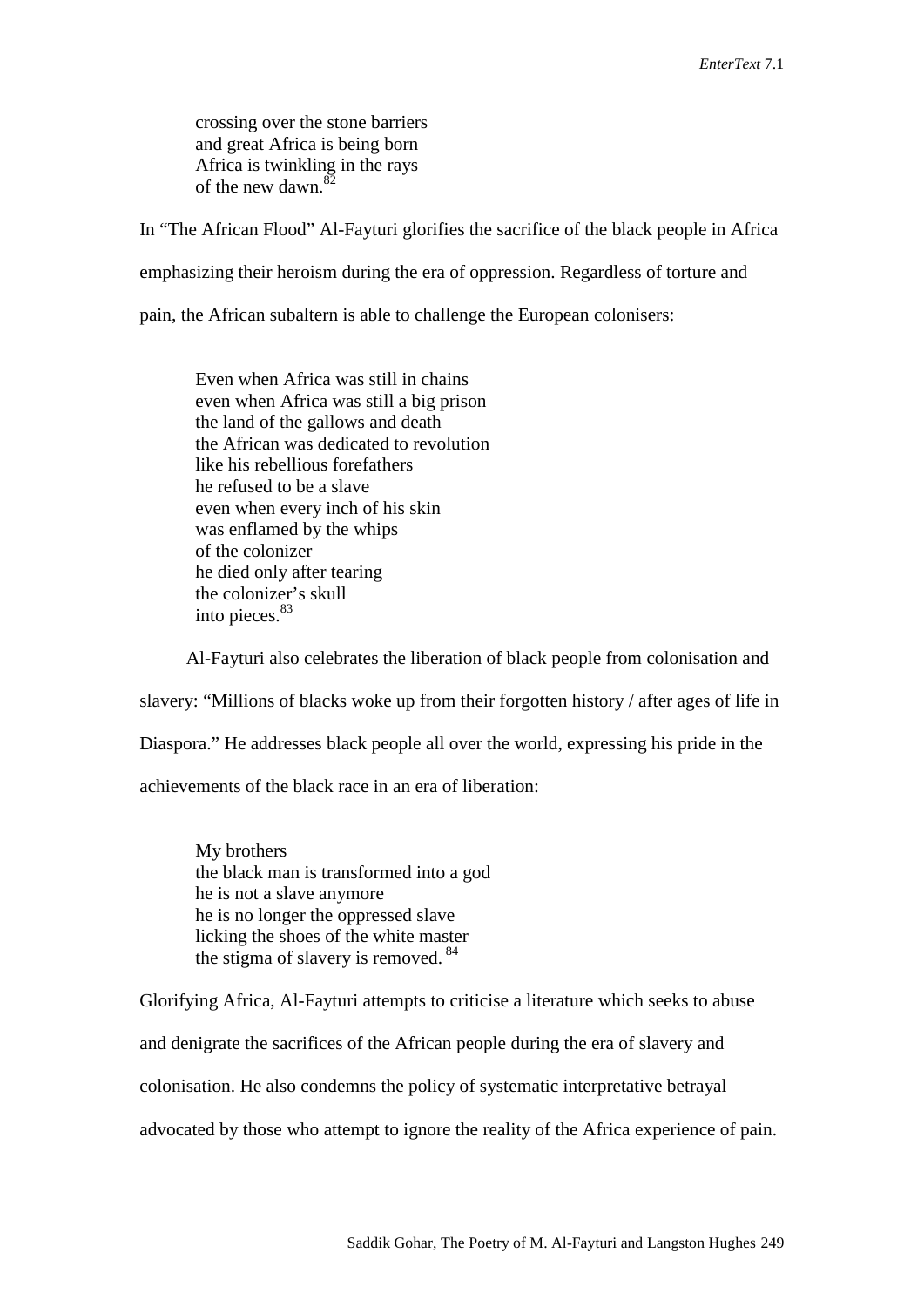crossing over the stone barriers  
and great Africa is being born  
Africa is twinkling in the rays  
of the new dawn.[82]

In "The African Flood" Al-Fayturi glorifies the sacrifice of the black people in Africa emphasizing their heroism during the era of oppression. Regardless of torture and pain, the African subaltern is able to challenge the European colonisers:

> Even when Africa was still in chains  
> even when Africa was still a big prison  
> the land of the gallows and death  
> the African was dedicated to revolution  
> like his rebellious forefathers  
> he refused to be a slave  
> even when every inch of his skin  
> was enflamed by the whips  
> of the colonizer  
> he died only after tearing  
> the colonizer's skull  
> into pieces.[83]

Al-Fayturi also celebrates the liberation of black people from colonisation and slavery: "Millions of blacks woke up from their forgotten history / after ages of life in Diaspora." He addresses black people all over the world, expressing his pride in the achievements of the black race in an era of liberation:

> My brothers  
> the black man is transformed into a god  
> he is not a slave anymore  
> he is no longer the oppressed slave  
> licking the shoes of the white master  
> the stigma of slavery is removed.[84]

Glorifying Africa, Al-Fayturi attempts to criticise a literature which seeks to abuse and denigrate the sacrifices of the African people during the era of slavery and colonisation. He also condemns the policy of systematic interpretative betrayal advocated by those who attempt to ignore the reality of the Africa experience of pain.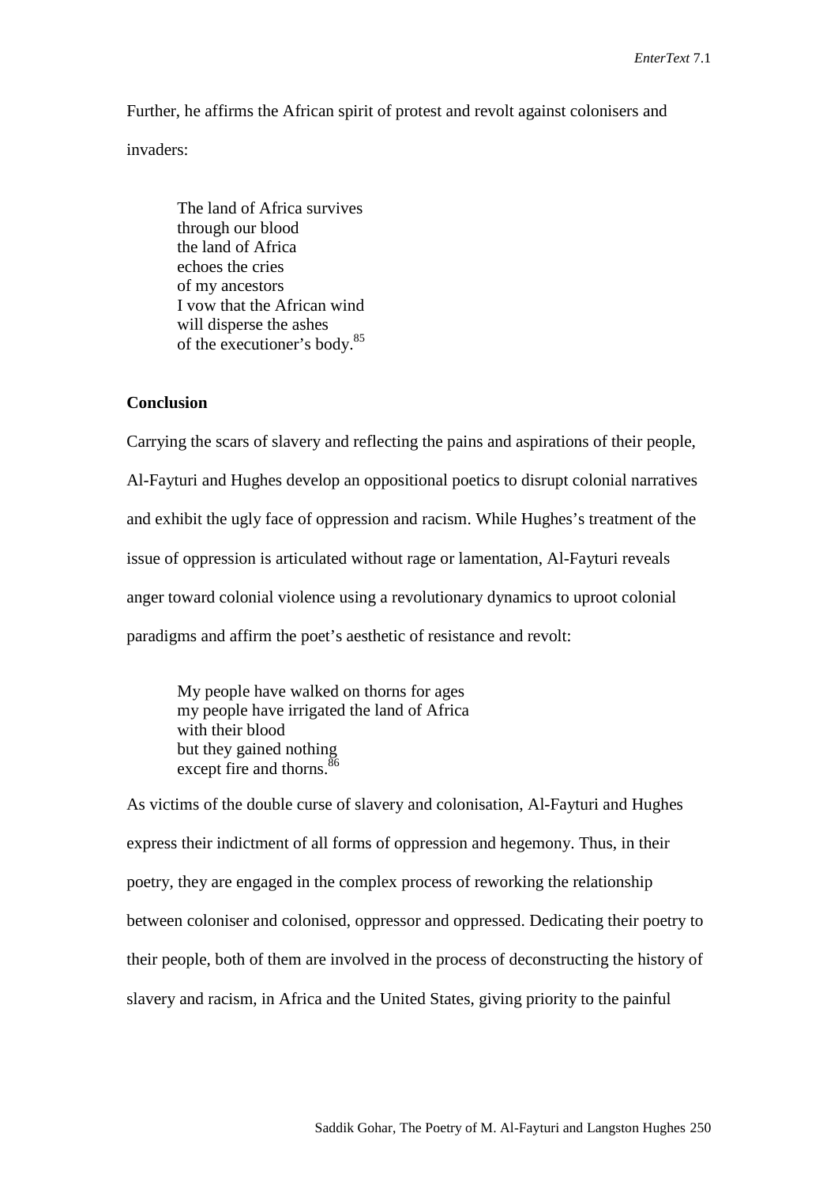Further, he affirms the African spirit of protest and revolt against colonisers and invaders:

> The land of Africa survives
> through our blood
> the land of Africa
> echoes the cries
> of my ancestors
> I vow that the African wind
> will disperse the ashes
> of the executioner's body.[85]

**Conclusion**

Carrying the scars of slavery and reflecting the pains and aspirations of their people, Al-Fayturi and Hughes develop an oppositional poetics to disrupt colonial narratives and exhibit the ugly face of oppression and racism. While Hughes's treatment of the issue of oppression is articulated without rage or lamentation, Al-Fayturi reveals anger toward colonial violence using a revolutionary dynamics to uproot colonial paradigms and affirm the poet's aesthetic of resistance and revolt:

> My people have walked on thorns for ages
> my people have irrigated the land of Africa
> with their blood
> but they gained nothing
> except fire and thorns.[86]

As victims of the double curse of slavery and colonisation, Al-Fayturi and Hughes express their indictment of all forms of oppression and hegemony. Thus, in their poetry, they are engaged in the complex process of reworking the relationship between coloniser and colonised, oppressor and oppressed. Dedicating their poetry to their people, both of them are involved in the process of deconstructing the history of slavery and racism, in Africa and the United States, giving priority to the painful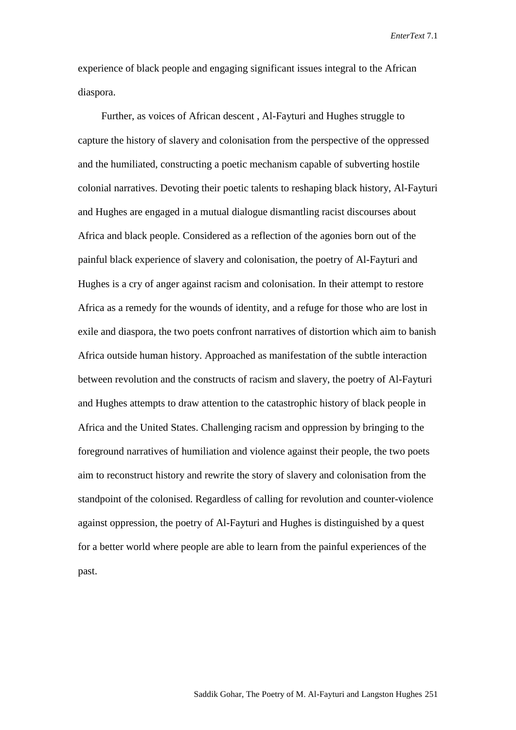experience of black people and engaging significant issues integral to the African diaspora.

Further, as voices of African descent , Al-Fayturi and Hughes struggle to capture the history of slavery and colonisation from the perspective of the oppressed and the humiliated, constructing a poetic mechanism capable of subverting hostile colonial narratives. Devoting their poetic talents to reshaping black history, Al-Fayturi and Hughes are engaged in a mutual dialogue dismantling racist discourses about Africa and black people. Considered as a reflection of the agonies born out of the painful black experience of slavery and colonisation, the poetry of Al-Fayturi and Hughes is a cry of anger against racism and colonisation. In their attempt to restore Africa as a remedy for the wounds of identity, and a refuge for those who are lost in exile and diaspora, the two poets confront narratives of distortion which aim to banish Africa outside human history. Approached as manifestation of the subtle interaction between revolution and the constructs of racism and slavery, the poetry of Al-Fayturi and Hughes attempts to draw attention to the catastrophic history of black people in Africa and the United States. Challenging racism and oppression by bringing to the foreground narratives of humiliation and violence against their people, the two poets aim to reconstruct history and rewrite the story of slavery and colonisation from the standpoint of the colonised. Regardless of calling for revolution and counter-violence against oppression, the poetry of Al-Fayturi and Hughes is distinguished by a quest for a better world where people are able to learn from the painful experiences of the past.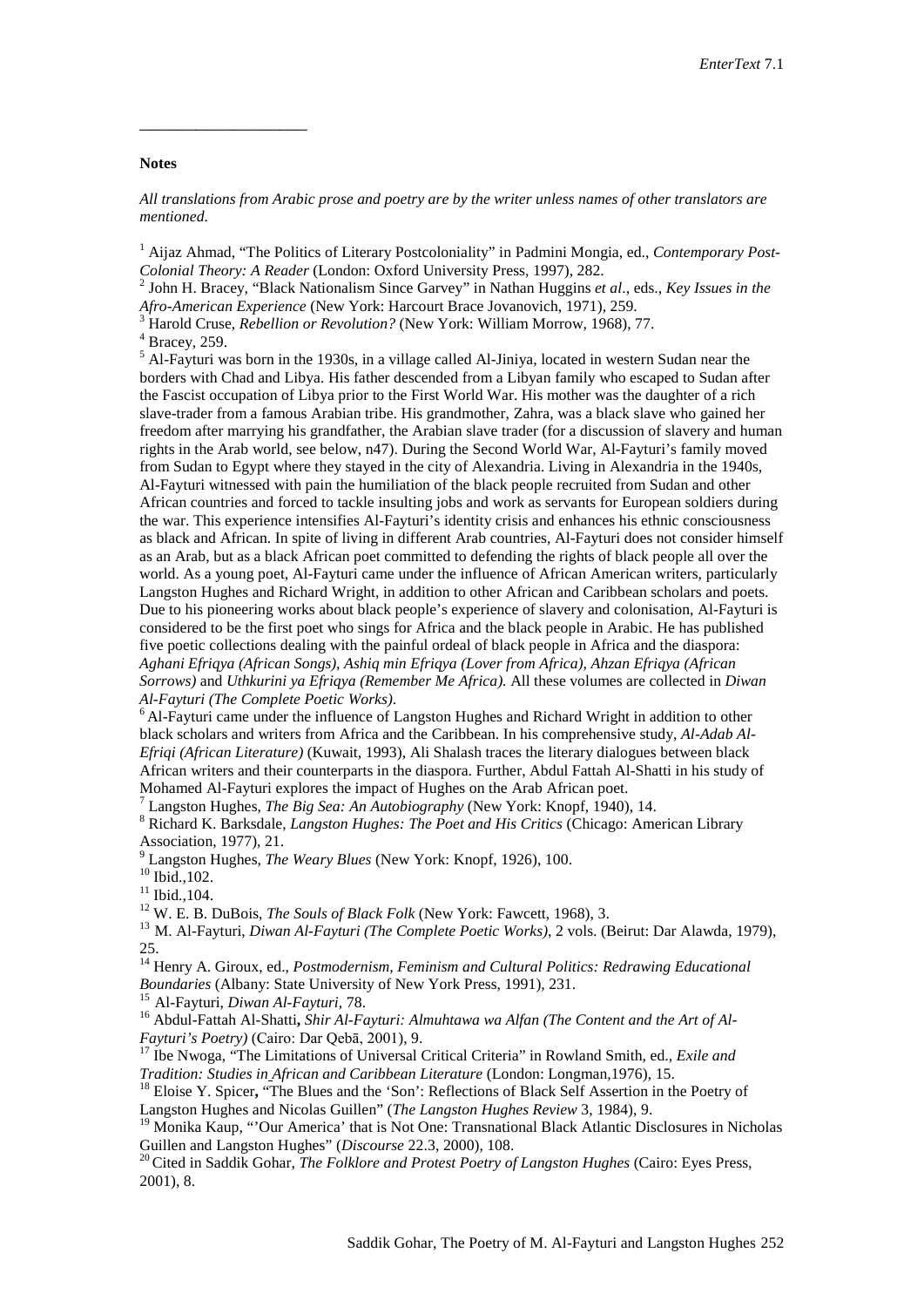**Notes**

*All translations from Arabic prose and poetry are by the writer unless names of other translators are mentioned.*

[1] Aijaz Ahmad, "The Politics of Literary Postcoloniality" in Padmini Mongia, ed., *Contemporary Post-Colonial Theory: A Reader* (London: Oxford University Press, 1997), 282.

[2] John H. Bracey, "Black Nationalism Since Garvey" in Nathan Huggins *et al*., eds., *Key Issues in the Afro-American Experience* (New York: Harcourt Brace Jovanovich, 1971), 259.

[3] Harold Cruse, *Rebellion or Revolution?* (New York: William Morrow, 1968), 77.

[4] Bracey, 259.

[5] Al-Fayturi was born in the 1930s, in a village called Al-Jiniya, located in western Sudan near the borders with Chad and Libya. His father descended from a Libyan family who escaped to Sudan after the Fascist occupation of Libya prior to the First World War. His mother was the daughter of a rich slave-trader from a famous Arabian tribe. His grandmother, Zahra, was a black slave who gained her freedom after marrying his grandfather, the Arabian slave trader (for a discussion of slavery and human rights in the Arab world, see below, n47). During the Second World War, Al-Fayturi's family moved from Sudan to Egypt where they stayed in the city of Alexandria. Living in Alexandria in the 1940s, Al-Fayturi witnessed with pain the humiliation of the black people recruited from Sudan and other African countries and forced to tackle insulting jobs and work as servants for European soldiers during the war. This experience intensifies Al-Fayturi's identity crisis and enhances his ethnic consciousness as black and African. In spite of living in different Arab countries, Al-Fayturi does not consider himself as an Arab, but as a black African poet committed to defending the rights of black people all over the world. As a young poet, Al-Fayturi came under the influence of African American writers, particularly Langston Hughes and Richard Wright, in addition to other African and Caribbean scholars and poets. Due to his pioneering works about black people's experience of slavery and colonisation, Al-Fayturi is considered to be the first poet who sings for Africa and the black people in Arabic. He has published five poetic collections dealing with the painful ordeal of black people in Africa and the diaspora: *Aghani Efriqya (African Songs)*, *Ashiq min Efriqya (Lover from Africa)*, *Ahzan Efriqya (African Sorrows)* and *Uthkurini ya Efriqya (Remember Me Africa).* All these volumes are collected in *Diwan Al-Fayturi (The Complete Poetic Works)*.

[6] Al-Fayturi came under the influence of Langston Hughes and Richard Wright in addition to other black scholars and writers from Africa and the Caribbean. In his comprehensive study, *Al-Adab Al-Efriqi (African Literature)* (Kuwait, 1993), Ali Shalash traces the literary dialogues between black African writers and their counterparts in the diaspora. Further, Abdul Fattah Al-Shatti in his study of Mohamed Al-Fayturi explores the impact of Hughes on the Arab African poet.

[7] Langston Hughes, *The Big Sea: An Autobiography* (New York: Knopf, 1940), 14.

[8] Richard K. Barksdale, *Langston Hughes: The Poet and His Critics* (Chicago: American Library Association, 1977), 21.

[9] Langston Hughes, *The Weary Blues* (New York: Knopf, 1926), 100.

[10] Ibid.,102.

[11] Ibid.,104.

[12] W. E. B. DuBois, *The Souls of Black Folk* (New York: Fawcett, 1968), 3.

[13] M. Al-Fayturi, *Diwan Al-Fayturi (The Complete Poetic Works)*, 2 vols. (Beirut: Dar Alawda, 1979), 25.

[14] Henry A. Giroux, ed., *Postmodernism, Feminism and Cultural Politics: Redrawing Educational Boundaries* (Albany: State University of New York Press, 1991), 231.

[15] Al-Fayturi, *Diwan Al-Fayturi*, 78.

[16] Abdul-Fattah Al-Shatti, *Shir Al-Fayturi: Almuhtawa wa Alfan (The Content and the Art of Al-Fayturi's Poetry)* (Cairo: Dar Qebā, 2001), 9.

[17] Ibe Nwoga, "The Limitations of Universal Critical Criteria" in Rowland Smith, ed., *Exile and Tradition: Studies in African and Caribbean Literature* (London: Longman,1976), 15.

[18] Eloise Y. Spicer, "The Blues and the 'Son': Reflections of Black Self Assertion in the Poetry of Langston Hughes and Nicolas Guillen" (*The Langston Hughes Review* 3, 1984), 9.

[19] Monika Kaup, "'Our America' that is Not One: Transnational Black Atlantic Disclosures in Nicholas Guillen and Langston Hughes" (*Discourse* 22.3, 2000), 108.

[20] Cited in Saddik Gohar, *The Folklore and Protest Poetry of Langston Hughes* (Cairo: Eyes Press, 2001), 8.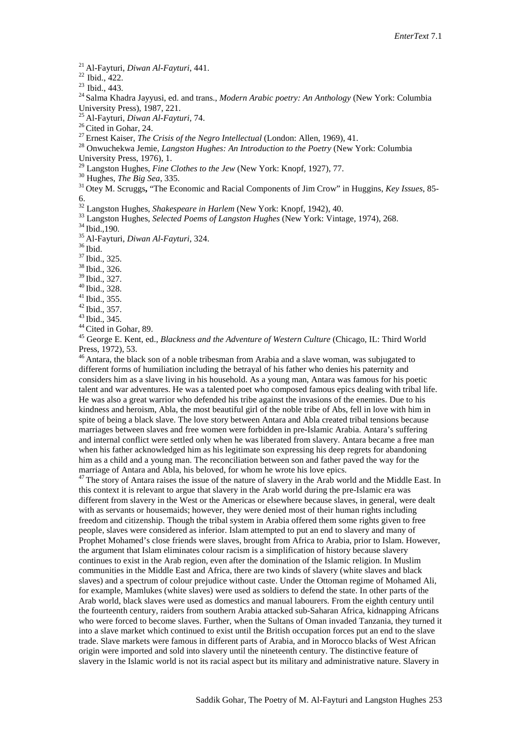[21] Al-Fayturi, *Diwan Al-Fayturi*, 441.
[22] Ibid., 422.
[23] Ibid., 443.
[24] Salma Khadra Jayyusi, ed. and trans., *Modern Arabic poetry: An Anthology* (New York: Columbia University Press), 1987, 221.
[25] Al-Fayturi, *Diwan Al-Fayturi*, 74.
[26] Cited in Gohar, 24.
[27] Ernest Kaiser, *The Crisis of the Negro Intellectual* (London: Allen, 1969), 41.
[28] Onwuchekwa Jemie, *Langston Hughes: An Introduction to the Poetry* (New York: Columbia University Press, 1976), 1.
[29] Langston Hughes, *Fine Clothes to the Jew* (New York: Knopf, 1927), 77.
[30] Hughes, *The Big Sea*, 335.
[31] Otey M. Scruggs**,** "The Economic and Racial Components of Jim Crow" in Huggins, *Key Issues*, 85-6.
[32] Langston Hughes, *Shakespeare in Harlem* (New York: Knopf, 1942), 40.
[33] Langston Hughes, *Selected Poems of Langston Hughes* (New York: Vintage, 1974), 268.
[34] Ibid.,190.
[35] Al-Fayturi, *Diwan Al-Fayturi*, 324.
[36] Ibid.
[37] Ibid., 325.
[38] Ibid., 326.
[39] Ibid., 327.
[40] Ibid., 328.
[41] Ibid., 355.
[42] Ibid., 357.
[43] Ibid., 345.
[44] Cited in Gohar, 89.
[45] George E. Kent, ed., *Blackness and the Adventure of Western Culture* (Chicago, IL: Third World Press, 1972), 53.
[46] Antara, the black son of a noble tribesman from Arabia and a slave woman, was subjugated to different forms of humiliation including the betrayal of his father who denies his paternity and considers him as a slave living in his household. As a young man, Antara was famous for his poetic talent and war adventures. He was a talented poet who composed famous epics dealing with tribal life. He was also a great warrior who defended his tribe against the invasions of the enemies. Due to his kindness and heroism, Abla, the most beautiful girl of the noble tribe of Abs, fell in love with him in spite of being a black slave. The love story between Antara and Abla created tribal tensions because marriages between slaves and free women were forbidden in pre-Islamic Arabia. Antara's suffering and internal conflict were settled only when he was liberated from slavery. Antara became a free man when his father acknowledged him as his legitimate son expressing his deep regrets for abandoning him as a child and a young man. The reconciliation between son and father paved the way for the marriage of Antara and Abla, his beloved, for whom he wrote his love epics.
[47] The story of Antara raises the issue of the nature of slavery in the Arab world and the Middle East. In this context it is relevant to argue that slavery in the Arab world during the pre-Islamic era was different from slavery in the West or the Americas or elsewhere because slaves, in general, were dealt with as servants or housemaids; however, they were denied most of their human rights including freedom and citizenship. Though the tribal system in Arabia offered them some rights given to free people, slaves were considered as inferior. Islam attempted to put an end to slavery and many of Prophet Mohamed's close friends were slaves, brought from Africa to Arabia, prior to Islam. However, the argument that Islam eliminates colour racism is a simplification of history because slavery continues to exist in the Arab region, even after the domination of the Islamic religion. In Muslim communities in the Middle East and Africa, there are two kinds of slavery (white slaves and black slaves) and a spectrum of colour prejudice without caste. Under the Ottoman regime of Mohamed Ali, for example, Mamlukes (white slaves) were used as soldiers to defend the state. In other parts of the Arab world, black slaves were used as domestics and manual labourers. From the eighth century until the fourteenth century, raiders from southern Arabia attacked sub-Saharan Africa, kidnapping Africans who were forced to become slaves. Further, when the Sultans of Oman invaded Tanzania, they turned it into a slave market which continued to exist until the British occupation forces put an end to the slave trade. Slave markets were famous in different parts of Arabia, and in Morocco blacks of West African origin were imported and sold into slavery until the nineteenth century. The distinctive feature of slavery in the Islamic world is not its racial aspect but its military and administrative nature. Slavery in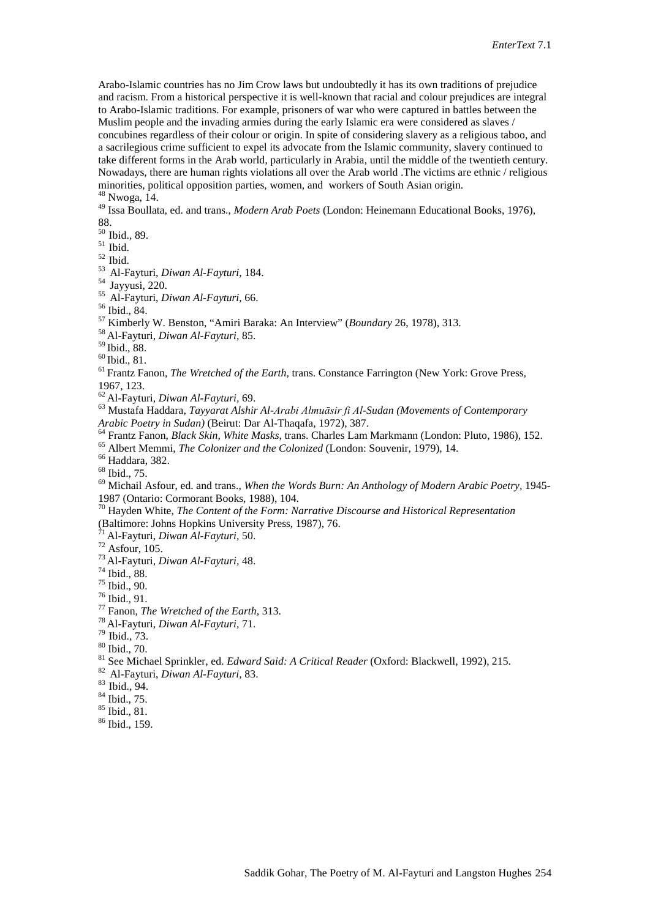Arabo-Islamic countries has no Jim Crow laws but undoubtedly it has its own traditions of prejudice and racism. From a historical perspective it is well-known that racial and colour prejudices are integral to Arabo-Islamic traditions. For example, prisoners of war who were captured in battles between the Muslim people and the invading armies during the early Islamic era were considered as slaves / concubines regardless of their colour or origin. In spite of considering slavery as a religious taboo, and a sacrilegious crime sufficient to expel its advocate from the Islamic community, slavery continued to take different forms in the Arab world, particularly in Arabia, until the middle of the twentieth century. Nowadays, there are human rights violations all over the Arab world .The victims are ethnic / religious minorities, political opposition parties, women, and workers of South Asian origin.

[48] Nwoga, 14.

[49] Issa Boullata, ed. and trans., *Modern Arab Poets* (London: Heinemann Educational Books, 1976), 88.

[50] Ibid., 89.

[51] Ibid.

[52] Ibid.

[53] Al-Fayturi, *Diwan Al-Fayturi*, 184.

[54] Jayyusi, 220.

[55] Al-Fayturi, *Diwan Al-Fayturi*, 66.

[56] Ibid., 84.

[57] Kimberly W. Benston, "Amiri Baraka: An Interview" (*Boundary* 26, 1978), 313.

[58] Al-Fayturi, *Diwan Al-Fayturi*, 85.

[59] Ibid., 88.

[60] Ibid., 81.

[61] Frantz Fanon, *The Wretched of the Earth*, trans. Constance Farrington (New York: Grove Press, 1967, 123.

[62] Al-Fayturi, *Diwan Al-Fayturi*, 69.

[63] Mustafa Haddara, *Tayyarat Alshir Al-Arabi Almuāsir fi Al-Sudan (Movements of Contemporary Arabic Poetry in Sudan)* (Beirut: Dar Al-Thaqafa, 1972), 387.

[64] Frantz Fanon, *Black Skin, White Masks*, trans. Charles Lam Markmann (London: Pluto, 1986), 152.

[65] Albert Memmi, *The Colonizer and the Colonized* (London: Souvenir, 1979), 14.

[66] Haddara, 382.

[68] Ibid., 75.

[69] Michail Asfour, ed. and trans., *When the Words Burn: An Anthology of Modern Arabic Poetry*, 1945-1987 (Ontario: Cormorant Books, 1988), 104.

[70] Hayden White, *The Content of the Form: Narrative Discourse and Historical Representation* (Baltimore: Johns Hopkins University Press, 1987), 76.

[71] Al-Fayturi, *Diwan Al-Fayturi*, 50.

[72] Asfour, 105.

[73] Al-Fayturi, *Diwan Al-Fayturi*, 48.

[74] Ibid., 88.

[75] Ibid., 90.

[76] Ibid., 91.

[77] Fanon, *The Wretched of the Earth*, 313.

[78] Al-Fayturi, *Diwan Al-Fayturi*, 71.

[79] Ibid., 73.

[80] Ibid., 70.

[81] See Michael Sprinkler, ed. *Edward Said: A Critical Reader* (Oxford: Blackwell, 1992), 215.

[82] Al-Fayturi, *Diwan Al-Fayturi*, 83.

[83] Ibid., 94.

[84] Ibid., 75.

[85] Ibid., 81.

[86] Ibid., 159.